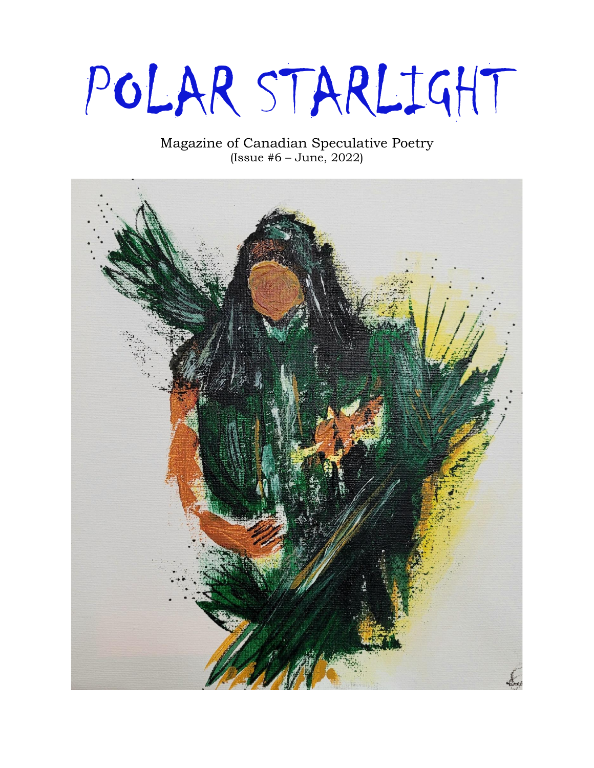# POLAR STARLIGHT

Magazine of Canadian Speculative Poetry
(Issue #6 – June, 2022)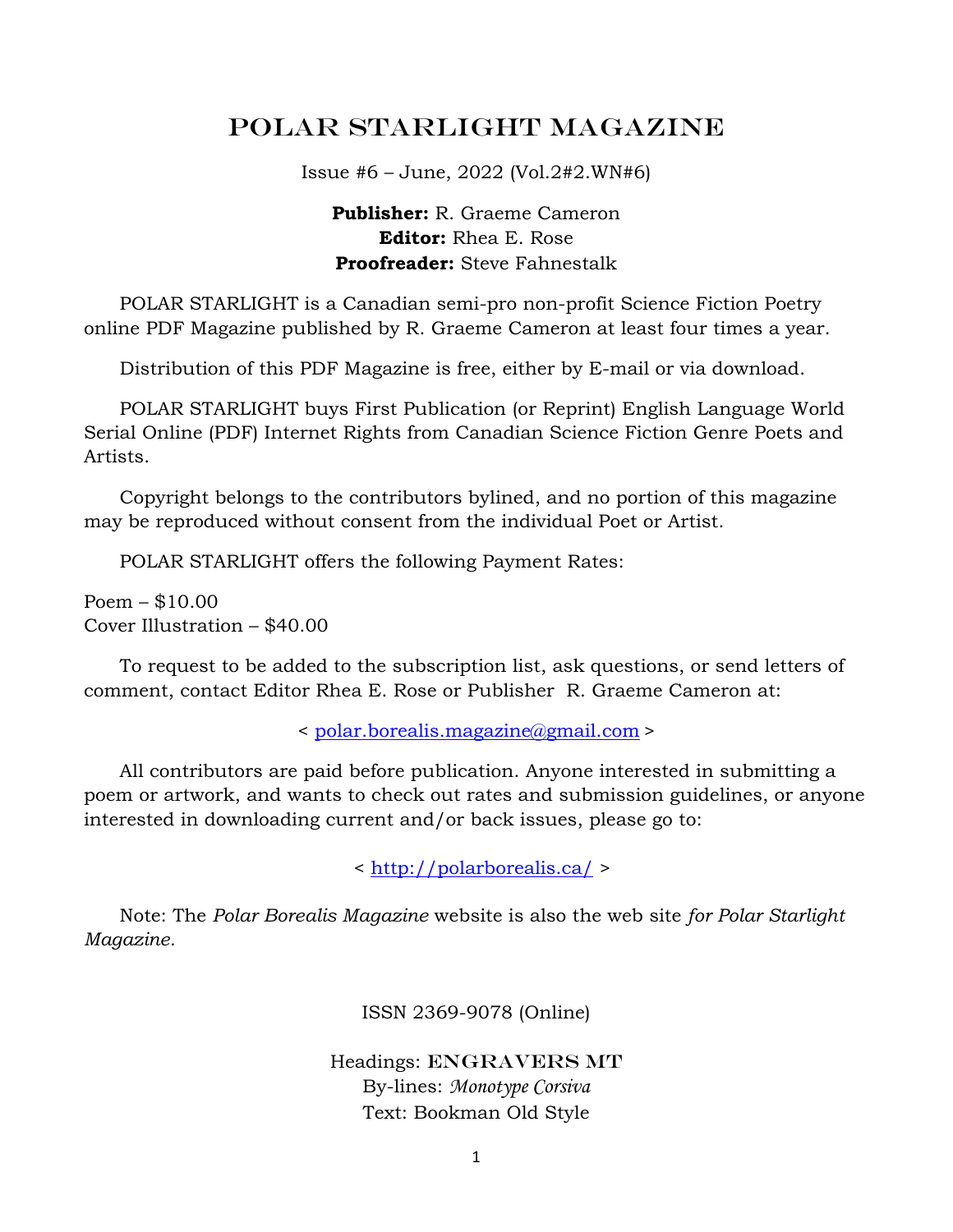# POLAR STARLIGHT MAGAZINE

Issue #6 – June, 2022 (Vol.2#2.WN#6)

**Publisher:** R. Graeme Cameron
**Editor:** Rhea E. Rose
**Proofreader:** Steve Fahnestalk

POLAR STARLIGHT is a Canadian semi-pro non-profit Science Fiction Poetry online PDF Magazine published by R. Graeme Cameron at least four times a year.

Distribution of this PDF Magazine is free, either by E-mail or via download.

POLAR STARLIGHT buys First Publication (or Reprint) English Language World Serial Online (PDF) Internet Rights from Canadian Science Fiction Genre Poets and Artists.

Copyright belongs to the contributors bylined, and no portion of this magazine may be reproduced without consent from the individual Poet or Artist.

POLAR STARLIGHT offers the following Payment Rates:

Poem – $10.00
Cover Illustration – $40.00

To request to be added to the subscription list, ask questions, or send letters of comment, contact Editor Rhea E. Rose or Publisher R. Graeme Cameron at:

< polar.borealis.magazine@gmail.com >

All contributors are paid before publication. Anyone interested in submitting a poem or artwork, and wants to check out rates and submission guidelines, or anyone interested in downloading current and/or back issues, please go to:

< http://polarborealis.ca/ >

Note: The *Polar Borealis Magazine* website is also the web site *for Polar Starlight Magazine.*

ISSN 2369-9078 (Online)

Headings: ENGRAVERS MT
By-lines: *Monotype Corsiva*
Text: Bookman Old Style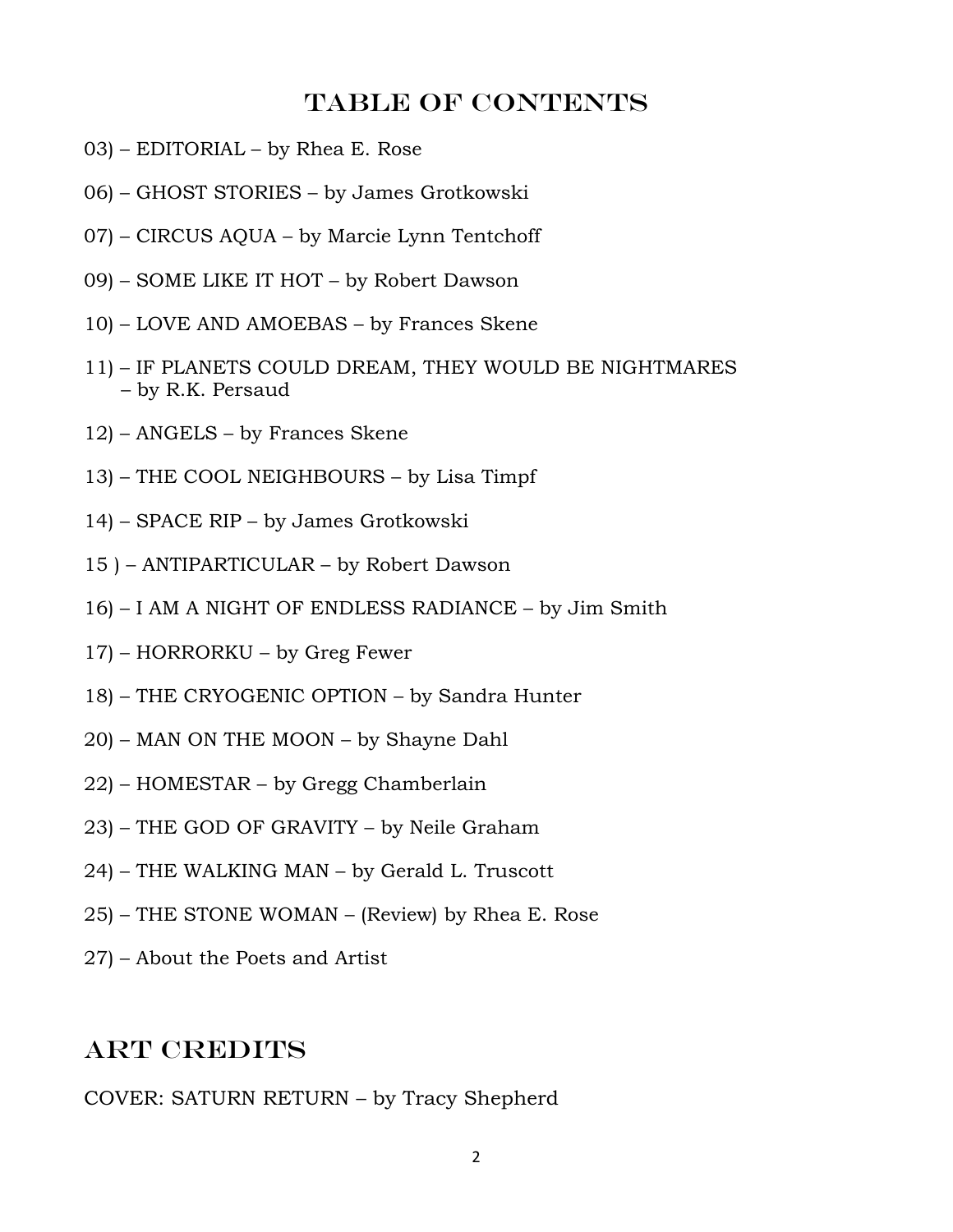# TABLE OF CONTENTS

03) – EDITORIAL – by Rhea E. Rose

06) – GHOST STORIES – by James Grotkowski

07) – CIRCUS AQUA – by Marcie Lynn Tentchoff

09) – SOME LIKE IT HOT – by Robert Dawson

10) – LOVE AND AMOEBAS – by Frances Skene

11) – IF PLANETS COULD DREAM, THEY WOULD BE NIGHTMARES – by R.K. Persaud

12) – ANGELS – by Frances Skene

13) – THE COOL NEIGHBOURS – by Lisa Timpf

14) – SPACE RIP – by James Grotkowski

15 ) – ANTIPARTICULAR – by Robert Dawson

16) – I AM A NIGHT OF ENDLESS RADIANCE – by Jim Smith

17) – HORRORKU – by Greg Fewer

18) – THE CRYOGENIC OPTION – by Sandra Hunter

20) – MAN ON THE MOON – by Shayne Dahl

22) – HOMESTAR – by Gregg Chamberlain

23) – THE GOD OF GRAVITY – by Neile Graham

24) – THE WALKING MAN – by Gerald L. Truscott

25) – THE STONE WOMAN – (Review) by Rhea E. Rose

27) – About the Poets and Artist

# ART CREDITS

COVER: SATURN RETURN – by Tracy Shepherd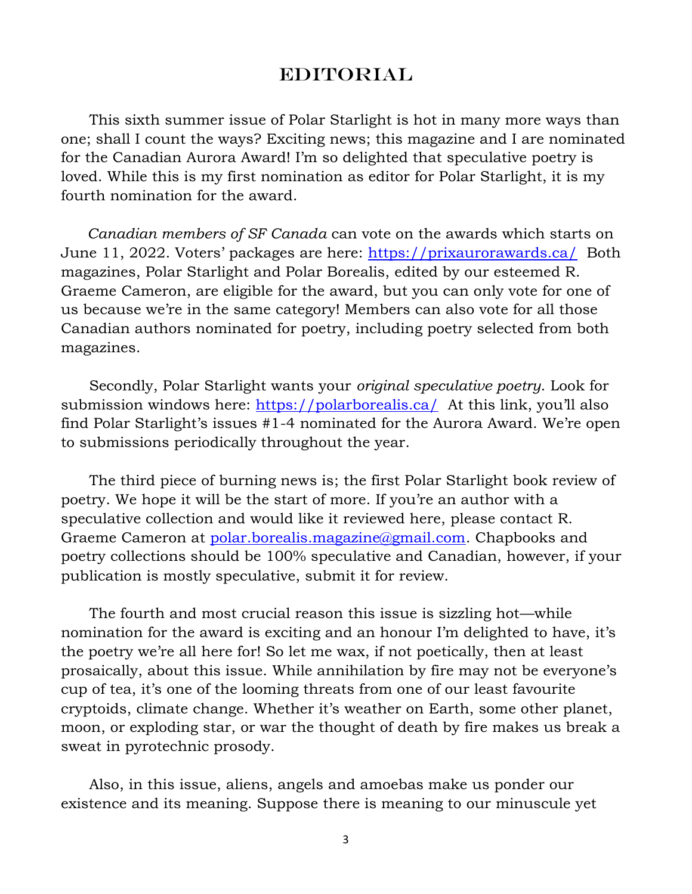# Editorial

This sixth summer issue of Polar Starlight is hot in many more ways than one; shall I count the ways? Exciting news; this magazine and I are nominated for the Canadian Aurora Award! I'm so delighted that speculative poetry is loved. While this is my first nomination as editor for Polar Starlight, it is my fourth nomination for the award.

*Canadian members of SF Canada* can vote on the awards which starts on June 11, 2022. Voters' packages are here: https://prixaurorawards.ca/ Both magazines, Polar Starlight and Polar Borealis, edited by our esteemed R. Graeme Cameron, are eligible for the award, but you can only vote for one of us because we're in the same category! Members can also vote for all those Canadian authors nominated for poetry, including poetry selected from both magazines.

Secondly, Polar Starlight wants your *original speculative poetry*. Look for submission windows here: https://polarborealis.ca/ At this link, you'll also find Polar Starlight's issues #1-4 nominated for the Aurora Award. We're open to submissions periodically throughout the year.

The third piece of burning news is; the first Polar Starlight book review of poetry. We hope it will be the start of more. If you're an author with a speculative collection and would like it reviewed here, please contact R. Graeme Cameron at polar.borealis.magazine@gmail.com. Chapbooks and poetry collections should be 100% speculative and Canadian, however, if your publication is mostly speculative, submit it for review.

The fourth and most crucial reason this issue is sizzling hot—while nomination for the award is exciting and an honour I'm delighted to have, it's the poetry we're all here for! So let me wax, if not poetically, then at least prosaically, about this issue. While annihilation by fire may not be everyone's cup of tea, it's one of the looming threats from one of our least favourite cryptoids, climate change. Whether it's weather on Earth, some other planet, moon, or exploding star, or war the thought of death by fire makes us break a sweat in pyrotechnic prosody.

Also, in this issue, aliens, angels and amoebas make us ponder our existence and its meaning. Suppose there is meaning to our minuscule yet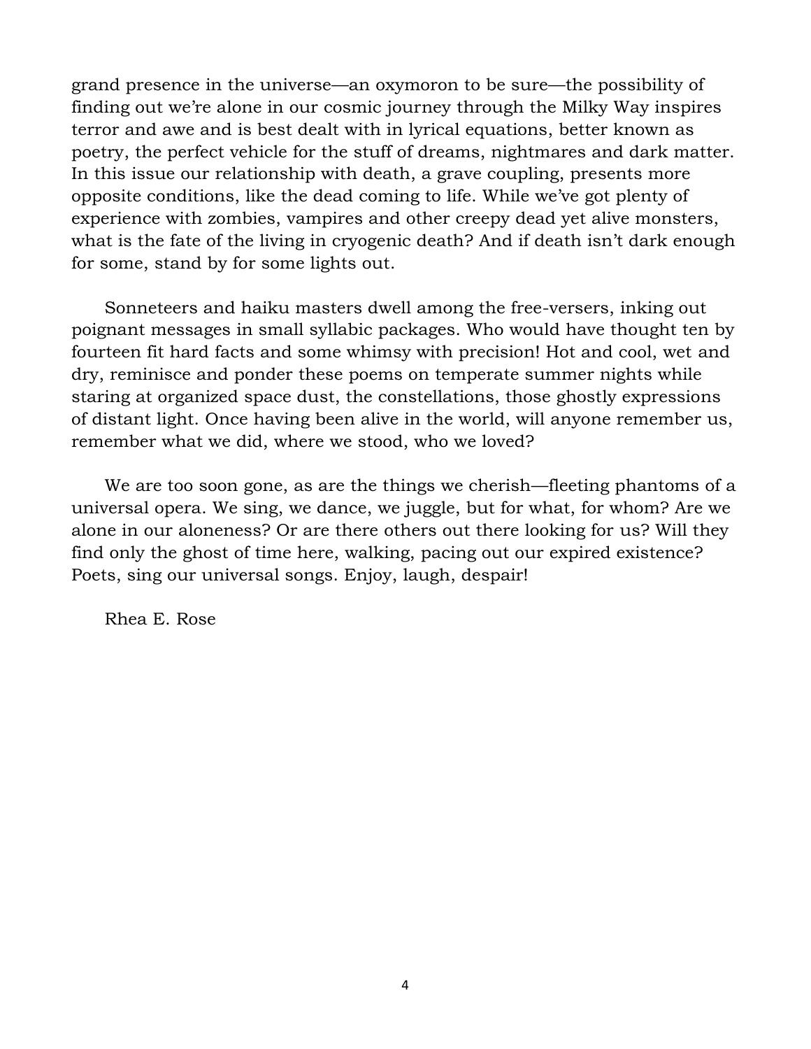grand presence in the universe—an oxymoron to be sure—the possibility of finding out we're alone in our cosmic journey through the Milky Way inspires terror and awe and is best dealt with in lyrical equations, better known as poetry, the perfect vehicle for the stuff of dreams, nightmares and dark matter. In this issue our relationship with death, a grave coupling, presents more opposite conditions, like the dead coming to life. While we've got plenty of experience with zombies, vampires and other creepy dead yet alive monsters, what is the fate of the living in cryogenic death? And if death isn't dark enough for some, stand by for some lights out.

Sonneteers and haiku masters dwell among the free-versers, inking out poignant messages in small syllabic packages. Who would have thought ten by fourteen fit hard facts and some whimsy with precision! Hot and cool, wet and dry, reminisce and ponder these poems on temperate summer nights while staring at organized space dust, the constellations, those ghostly expressions of distant light. Once having been alive in the world, will anyone remember us, remember what we did, where we stood, who we loved?

We are too soon gone, as are the things we cherish—fleeting phantoms of a universal opera. We sing, we dance, we juggle, but for what, for whom? Are we alone in our aloneness? Or are there others out there looking for us? Will they find only the ghost of time here, walking, pacing out our expired existence? Poets, sing our universal songs. Enjoy, laugh, despair!

Rhea E. Rose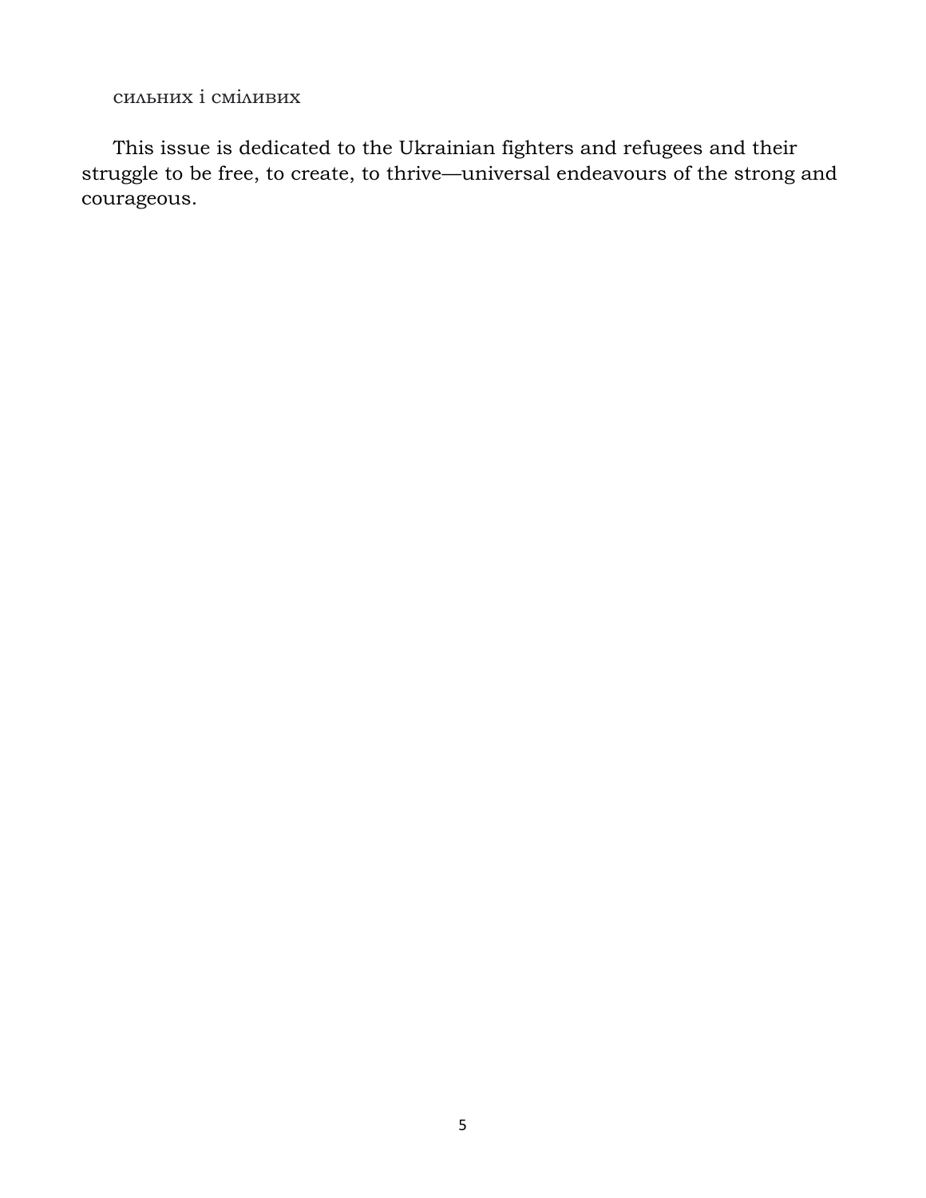сильних і сміливих

This issue is dedicated to the Ukrainian fighters and refugees and their struggle to be free, to create, to thrive—universal endeavours of the strong and courageous.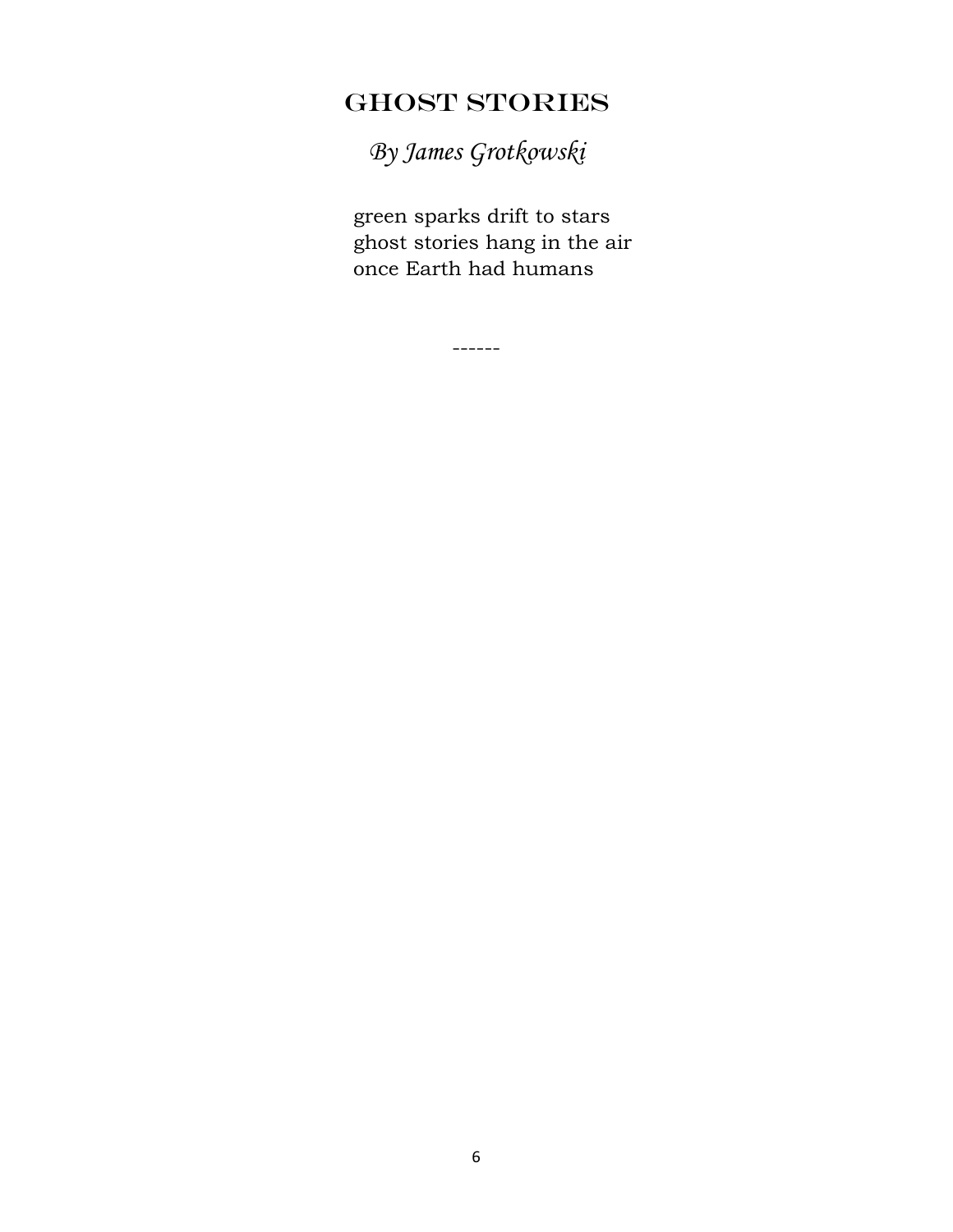## Ghost Stories

*By James Grotkowski*

green sparks drift to stars  
ghost stories hang in the air  
once Earth had humans

------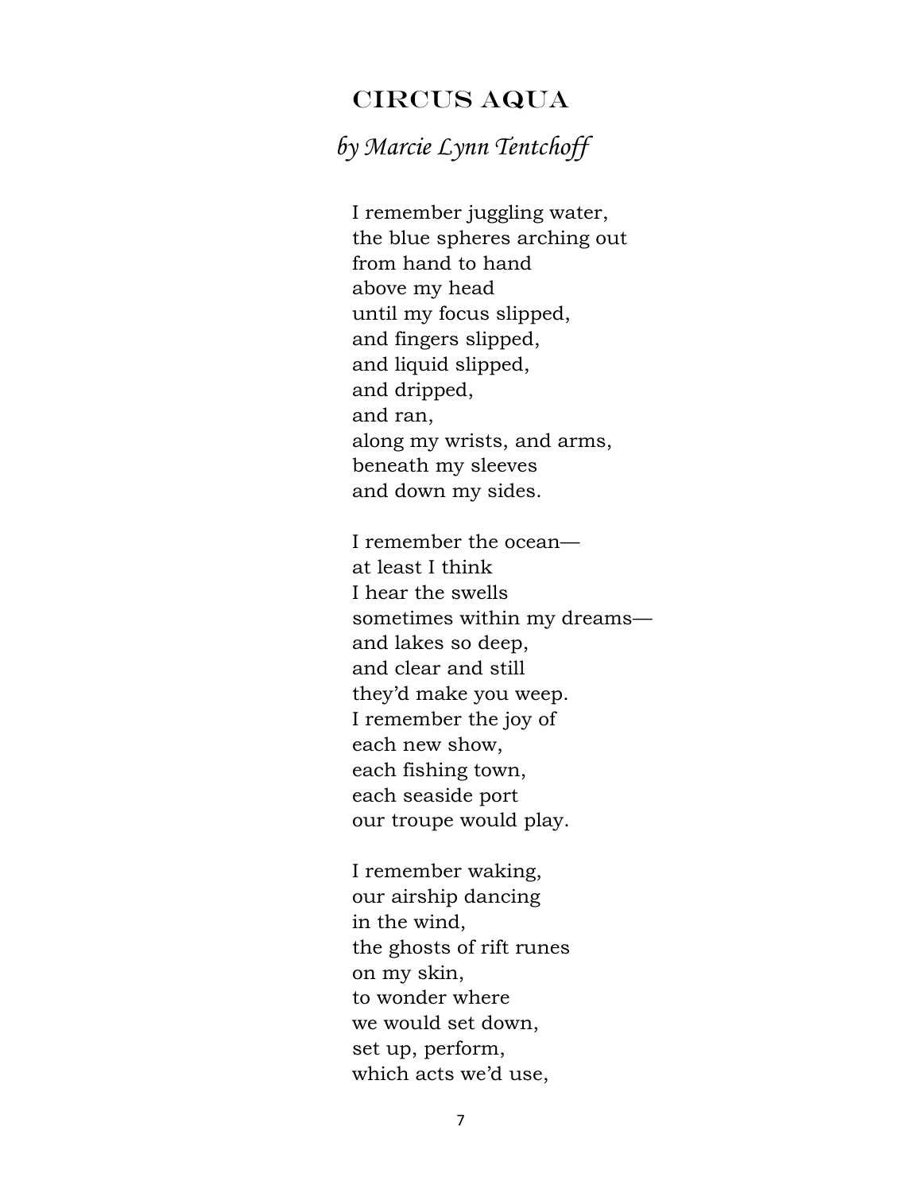## CIRCUS AQUA

*by Marcie Lynn Tentchoff*

I remember juggling water,  
the blue spheres arching out  
from hand to hand  
above my head  
until my focus slipped,  
and fingers slipped,  
and liquid slipped,  
and dripped,  
and ran,  
along my wrists, and arms,  
beneath my sleeves  
and down my sides.

I remember the ocean—  
at least I think  
I hear the swells  
sometimes within my dreams—  
and lakes so deep,  
and clear and still  
they'd make you weep.  
I remember the joy of  
each new show,  
each fishing town,  
each seaside port  
our troupe would play.

I remember waking,  
our airship dancing  
in the wind,  
the ghosts of rift runes  
on my skin,  
to wonder where  
we would set down,  
set up, perform,  
which acts we'd use,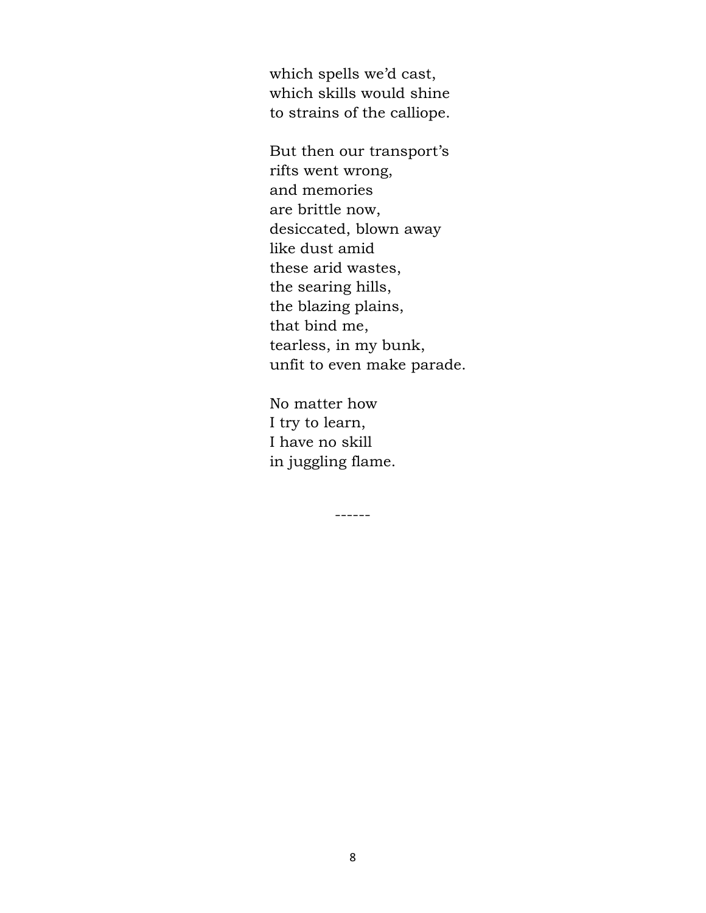which spells we'd cast,  
which skills would shine  
to strains of the calliope.

But then our transport's  
rifts went wrong,  
and memories  
are brittle now,  
desiccated, blown away  
like dust amid  
these arid wastes,  
the searing hills,  
the blazing plains,  
that bind me,  
tearless, in my bunk,  
unfit to even make parade.

No matter how  
I try to learn,  
I have no skill  
in juggling flame.

------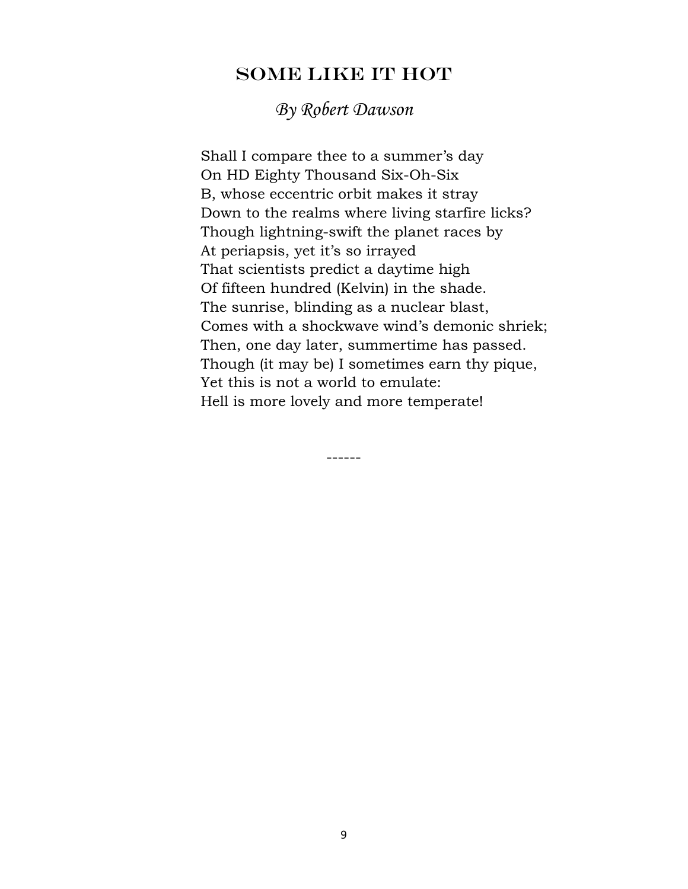# Some Like It Hot

*By Robert Dawson*

Shall I compare thee to a summer's day  
On HD Eighty Thousand Six-Oh-Six  
B, whose eccentric orbit makes it stray  
Down to the realms where living starfire licks?  
Though lightning-swift the planet races by  
At periapsis, yet it's so irrayed  
That scientists predict a daytime high  
Of fifteen hundred (Kelvin) in the shade.  
The sunrise, blinding as a nuclear blast,  
Comes with a shockwave wind's demonic shriek;  
Then, one day later, summertime has passed.  
Though (it may be) I sometimes earn thy pique,  
Yet this is not a world to emulate:  
Hell is more lovely and more temperate!

------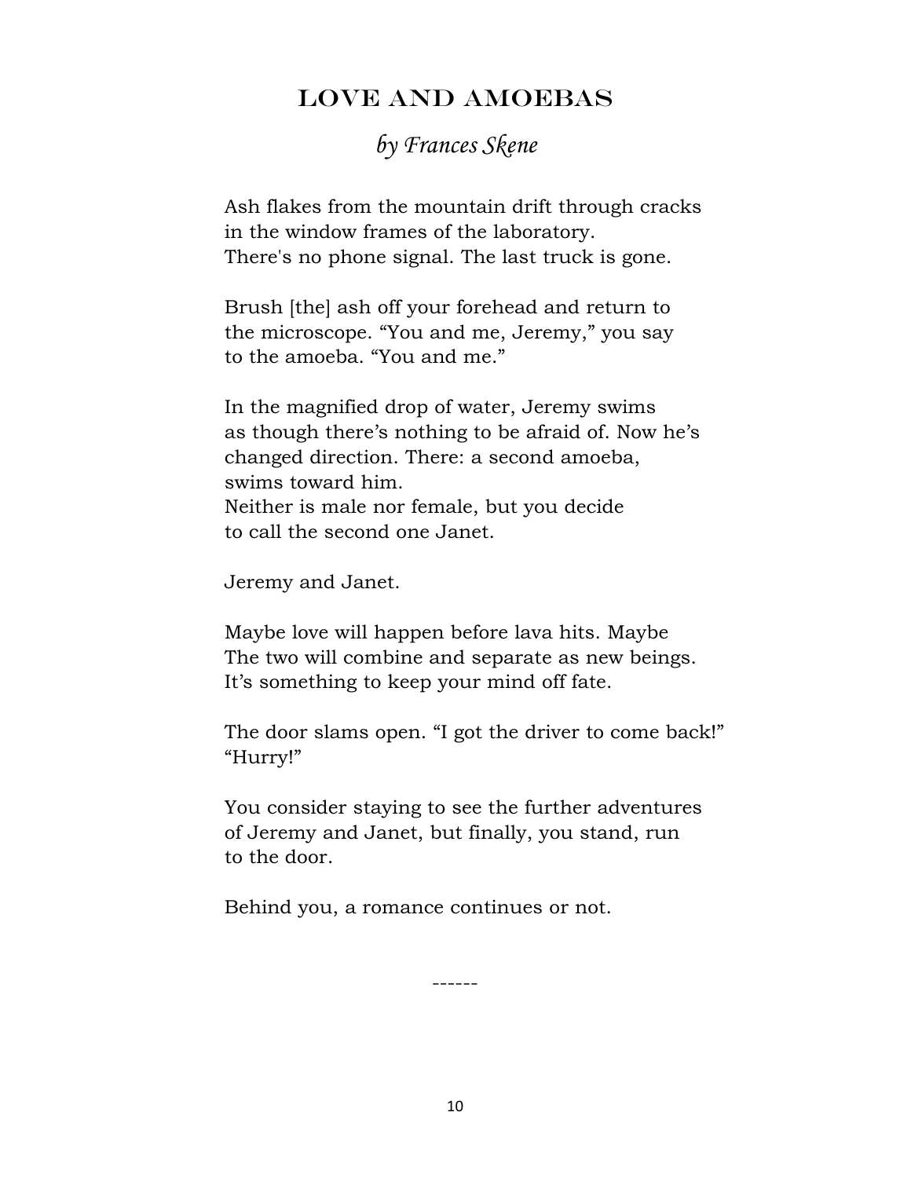# Love and Amoebas

*by Frances Skene*

Ash flakes from the mountain drift through cracks
in the window frames of the laboratory.
There's no phone signal. The last truck is gone.

Brush [the] ash off your forehead and return to
the microscope. “You and me, Jeremy,” you say
to the amoeba. “You and me.”

In the magnified drop of water, Jeremy swims
as though there’s nothing to be afraid of. Now he’s
changed direction. There: a second amoeba,
swims toward him.
Neither is male nor female, but you decide
to call the second one Janet.

Jeremy and Janet.

Maybe love will happen before lava hits. Maybe
The two will combine and separate as new beings.
It’s something to keep your mind off fate.

The door slams open. “I got the driver to come back!”
“Hurry!”

You consider staying to see the further adventures
of Jeremy and Janet, but finally, you stand, run
to the door.

Behind you, a romance continues or not.

------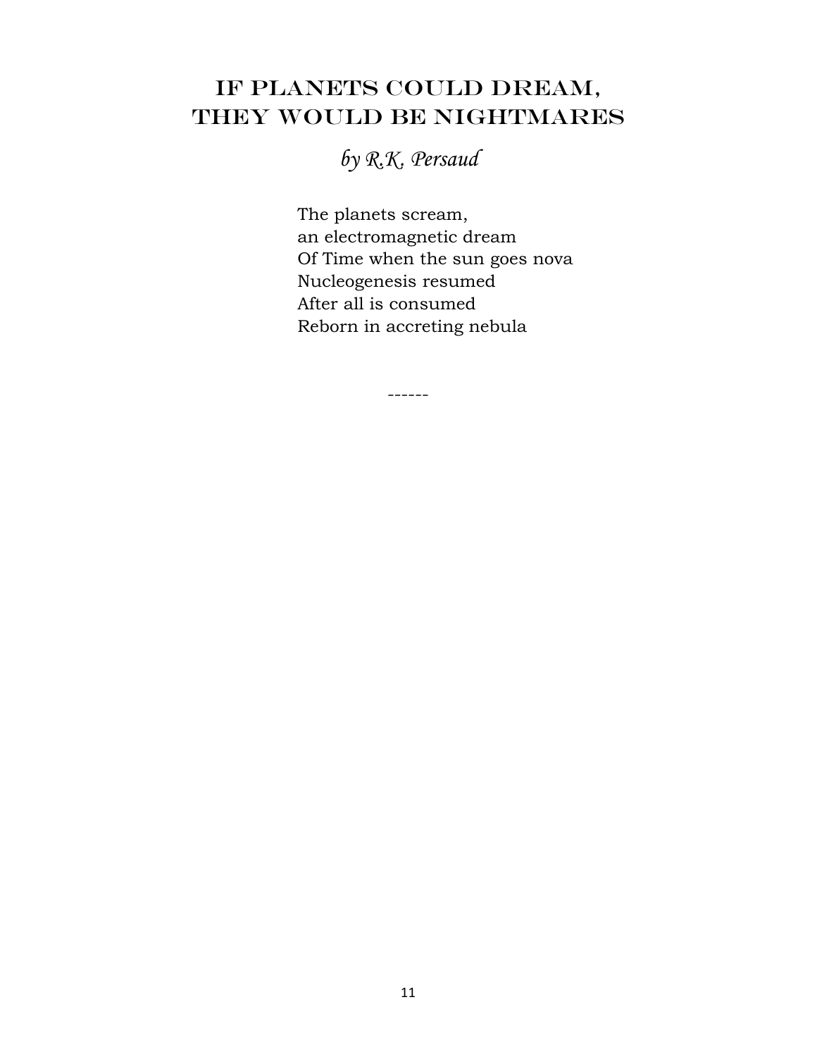# IF PLANETS COULD DREAM, THEY WOULD BE NIGHTMARES

*by R.K. Persaud*

The planets scream,  
an electromagnetic dream  
Of Time when the sun goes nova  
Nucleogenesis resumed  
After all is consumed  
Reborn in accreting nebula

------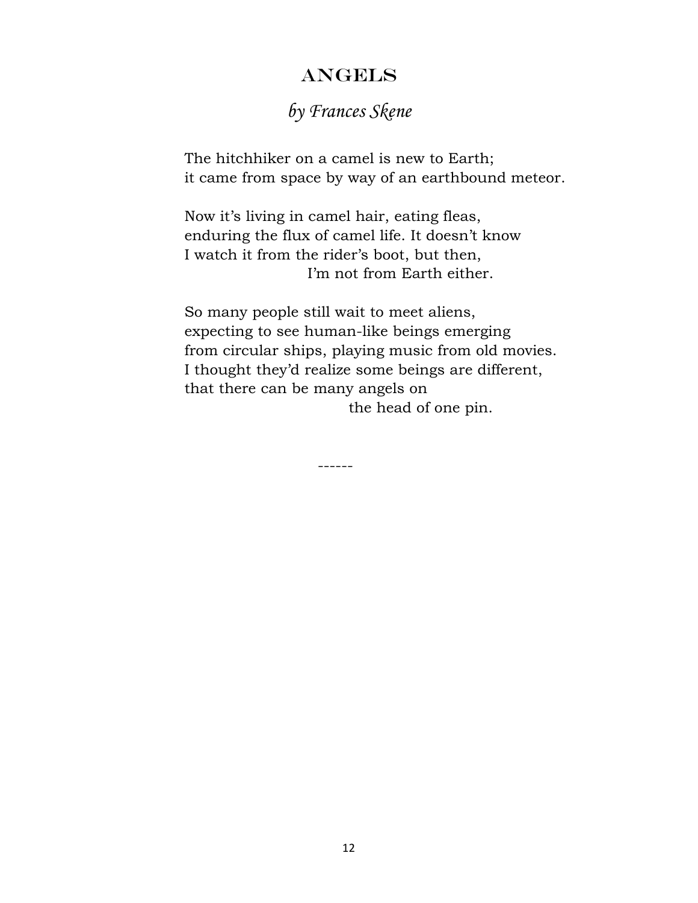## Angels

*by Frances Skene*

The hitchhiker on a camel is new to Earth;
it came from space by way of an earthbound meteor.

Now it's living in camel hair, eating fleas,
enduring the flux of camel life. It doesn't know
I watch it from the rider's boot, but then,
                    I'm not from Earth either.

So many people still wait to meet aliens,
expecting to see human-like beings emerging
from circular ships, playing music from old movies.
I thought they'd realize some beings are different,
that there can be many angels on
                         the head of one pin.

------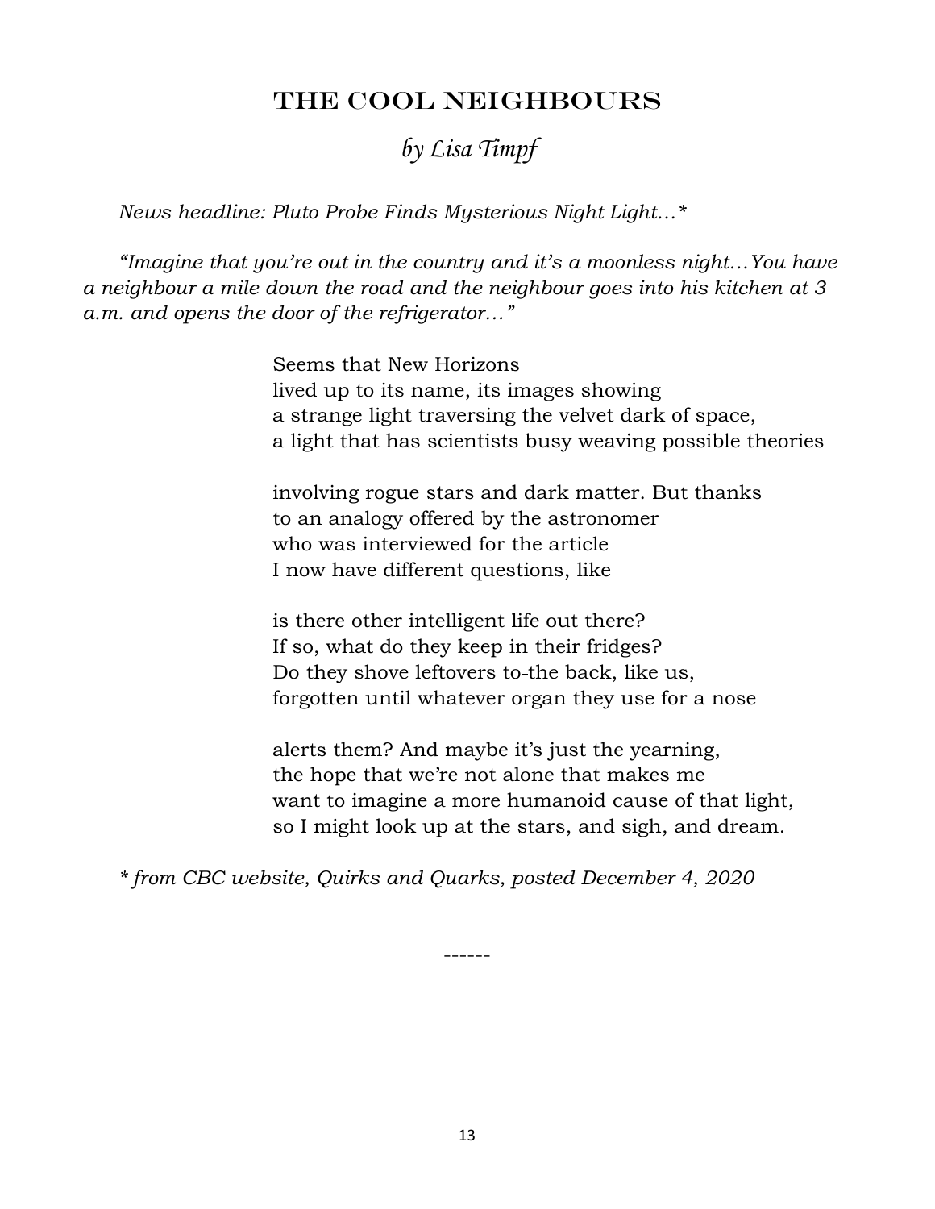# THE COOL NEIGHBOURS

## *by Lisa Timpf*

*News headline: Pluto Probe Finds Mysterious Night Light…**

*"Imagine that you're out in the country and it's a moonless night…You have a neighbour a mile down the road and the neighbour goes into his kitchen at 3 a.m. and opens the door of the refrigerator…"*

Seems that New Horizons  
lived up to its name, its images showing  
a strange light traversing the velvet dark of space,  
a light that has scientists busy weaving possible theories

involving rogue stars and dark matter. But thanks  
to an analogy offered by the astronomer  
who was interviewed for the article  
I now have different questions, like

is there other intelligent life out there?  
If so, what do they keep in their fridges?  
Do they shove leftovers to the back, like us,  
forgotten until whatever organ they use for a nose

alerts them? And maybe it's just the yearning,  
the hope that we're not alone that makes me  
want to imagine a more humanoid cause of that light,  
so I might look up at the stars, and sigh, and dream.

** from CBC website, Quirks and Quarks, posted December 4, 2020*

------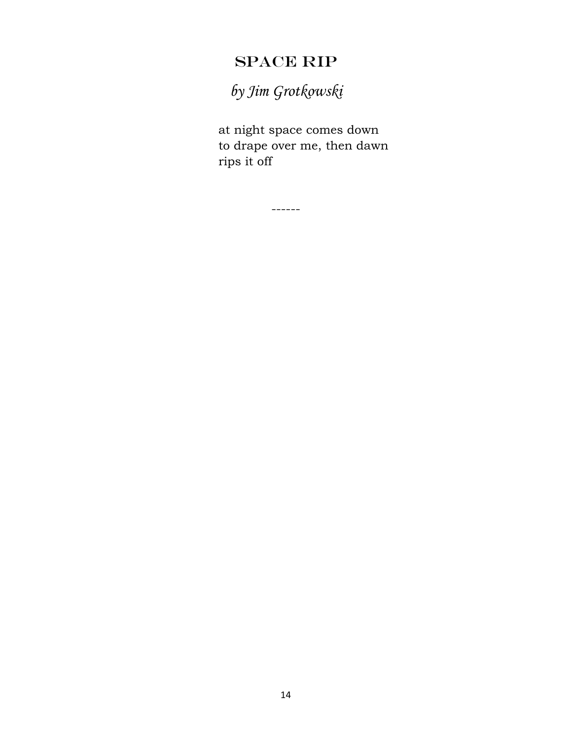## SPACE RIP

*by Jim Grotkowski*

at night space comes down  
to drape over me, then dawn  
rips it off

------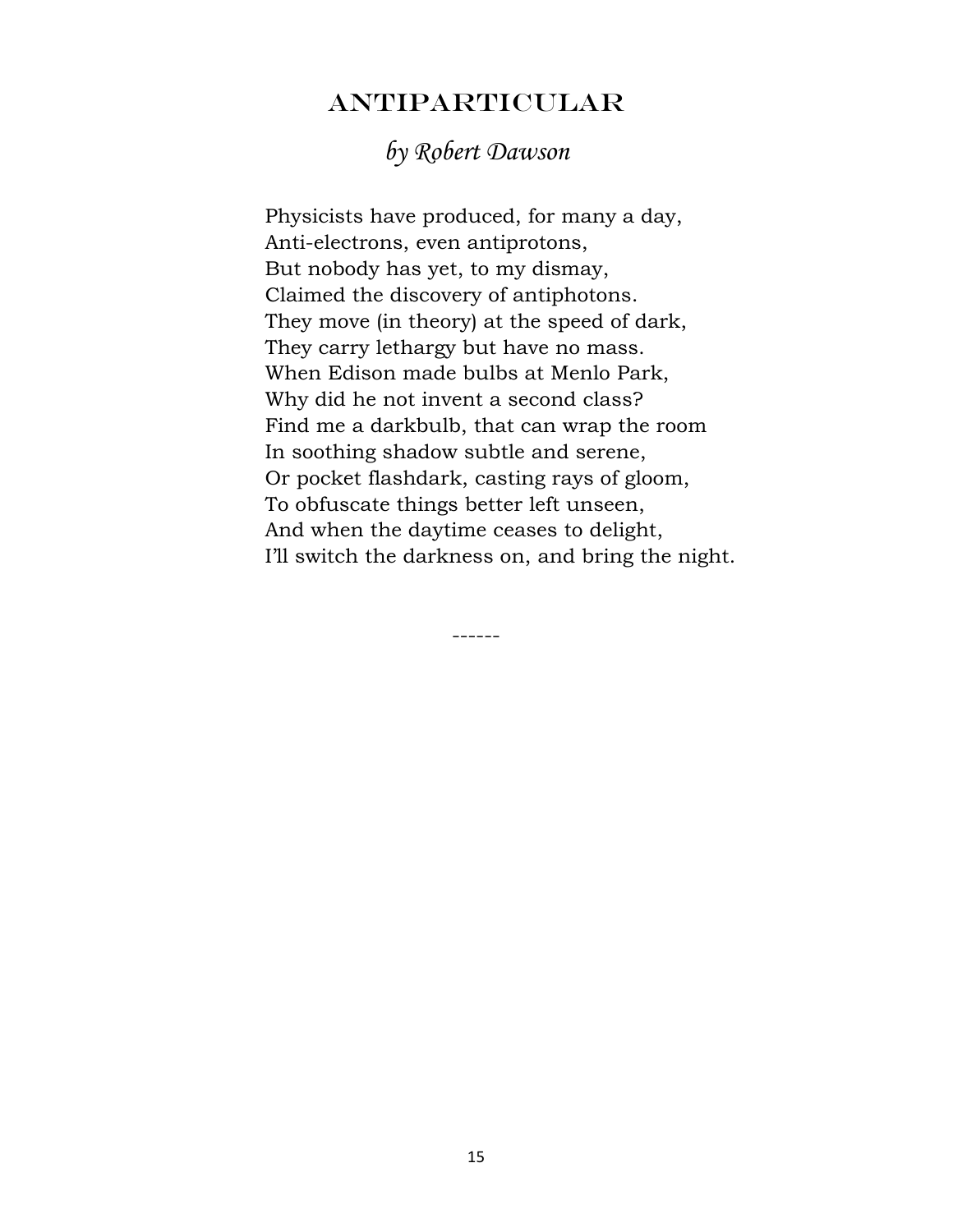# ANTIPARTICULAR

*by Robert Dawson*

Physicists have produced, for many a day,  
Anti-electrons, even antiprotons,  
But nobody has yet, to my dismay,  
Claimed the discovery of antiphotons.  
They move (in theory) at the speed of dark,  
They carry lethargy but have no mass.  
When Edison made bulbs at Menlo Park,  
Why did he not invent a second class?  
Find me a darkbulb, that can wrap the room  
In soothing shadow subtle and serene,  
Or pocket flashdark, casting rays of gloom,  
To obfuscate things better left unseen,  
And when the daytime ceases to delight,  
I'll switch the darkness on, and bring the night.

------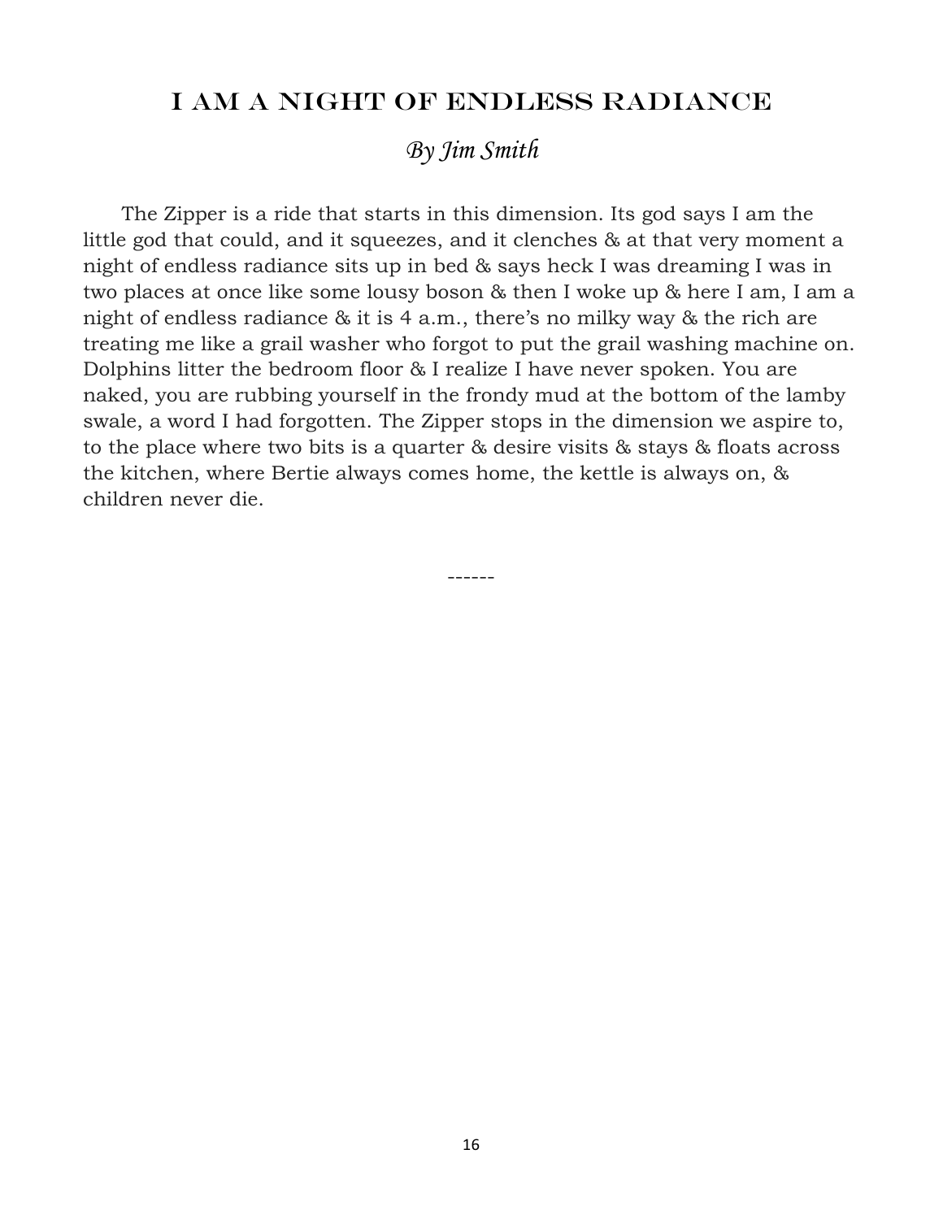# I AM A NIGHT OF ENDLESS RADIANCE

*By Jim Smith*

The Zipper is a ride that starts in this dimension. Its god says I am the little god that could, and it squeezes, and it clenches & at that very moment a night of endless radiance sits up in bed & says heck I was dreaming I was in two places at once like some lousy boson & then I woke up & here I am, I am a night of endless radiance & it is 4 a.m., there's no milky way & the rich are treating me like a grail washer who forgot to put the grail washing machine on. Dolphins litter the bedroom floor & I realize I have never spoken. You are naked, you are rubbing yourself in the frondy mud at the bottom of the lamby swale, a word I had forgotten. The Zipper stops in the dimension we aspire to, to the place where two bits is a quarter & desire visits & stays & floats across the kitchen, where Bertie always comes home, the kettle is always on, & children never die.

------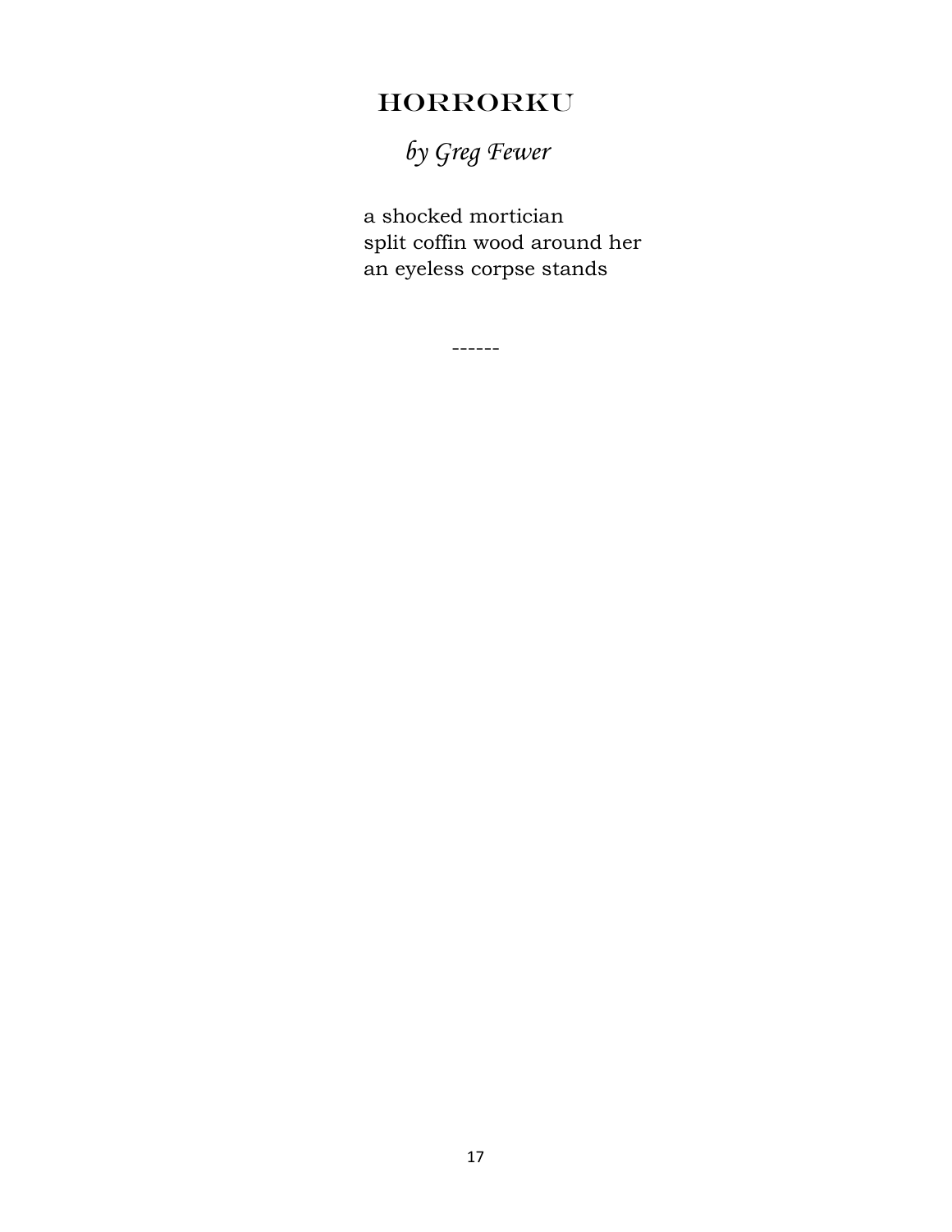# HORRORKU

*by Greg Fewer*

a shocked mortician  
split coffin wood around her  
an eyeless corpse stands

------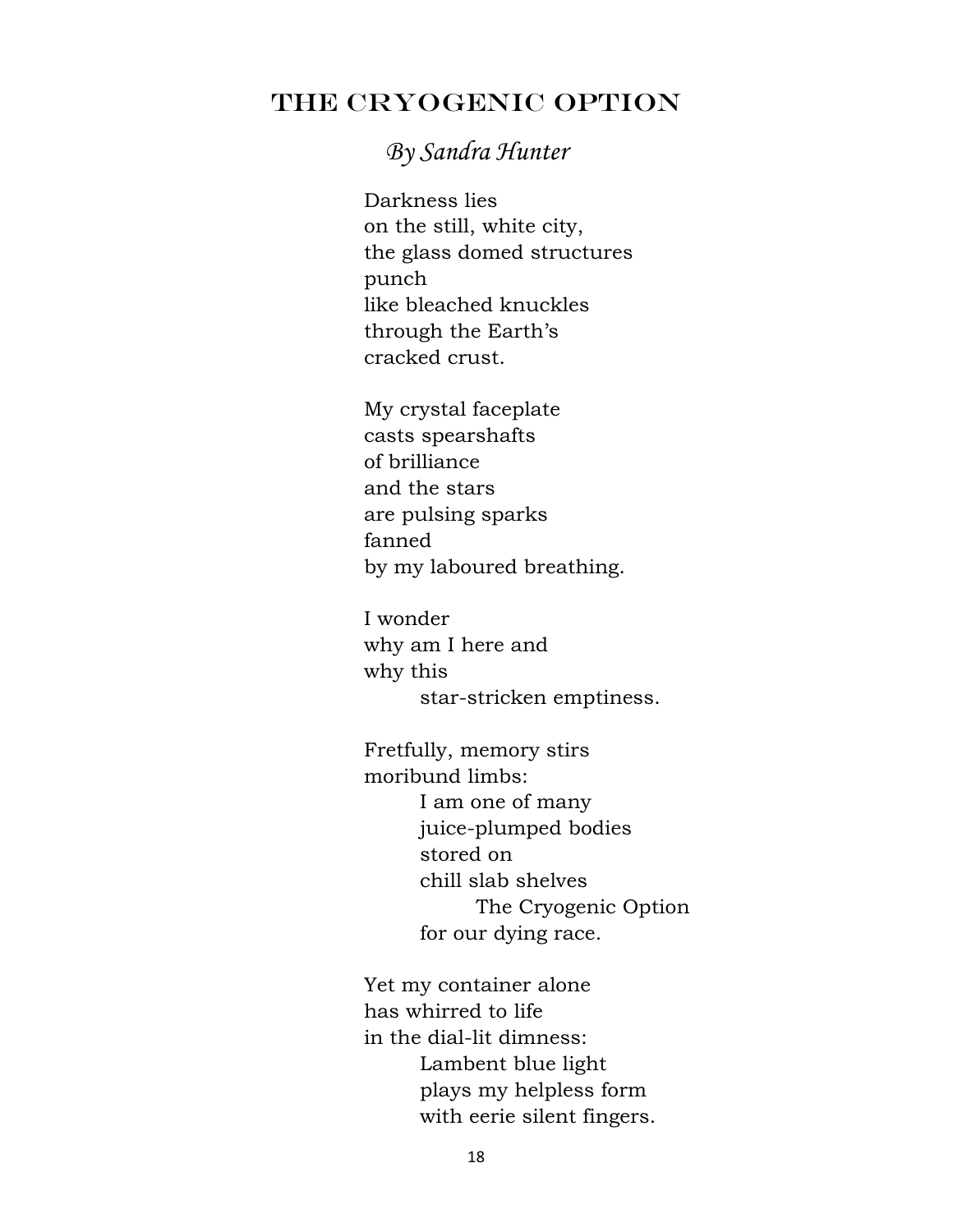# The Cryogenic Option

*By Sandra Hunter*

Darkness lies
on the still, white city,
the glass domed structures
punch
like bleached knuckles
through the Earth's
cracked crust.

My crystal faceplate
casts spearshafts
of brilliance
and the stars
are pulsing sparks
fanned
by my laboured breathing.

I wonder
why am I here and
why this
        star-stricken emptiness.

Fretfully, memory stirs
moribund limbs:
        I am one of many
        juice-plumped bodies
        stored on
        chill slab shelves
                The Cryogenic Option
        for our dying race.

Yet my container alone
has whirred to life
in the dial-lit dimness:
        Lambent blue light
        plays my helpless form
        with eerie silent fingers.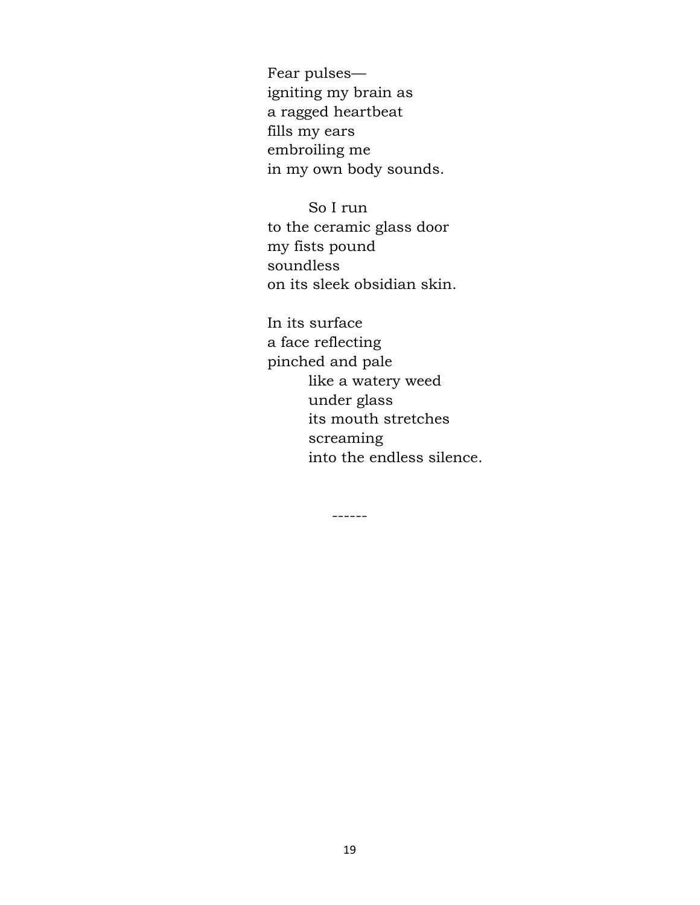Fear pulses—  
igniting my brain as  
a ragged heartbeat  
fills my ears  
embroiling me  
in my own body sounds.

&nbsp;&nbsp;&nbsp;&nbsp;&nbsp;&nbsp;&nbsp;&nbsp;So I run  
to the ceramic glass door  
my fists pound  
soundless  
on its sleek obsidian skin.

In its surface  
a face reflecting  
pinched and pale  
&nbsp;&nbsp;&nbsp;&nbsp;&nbsp;&nbsp;&nbsp;&nbsp;like a watery weed  
&nbsp;&nbsp;&nbsp;&nbsp;&nbsp;&nbsp;&nbsp;&nbsp;under glass  
&nbsp;&nbsp;&nbsp;&nbsp;&nbsp;&nbsp;&nbsp;&nbsp;its mouth stretches  
&nbsp;&nbsp;&nbsp;&nbsp;&nbsp;&nbsp;&nbsp;&nbsp;screaming  
&nbsp;&nbsp;&nbsp;&nbsp;&nbsp;&nbsp;&nbsp;&nbsp;into the endless silence.

------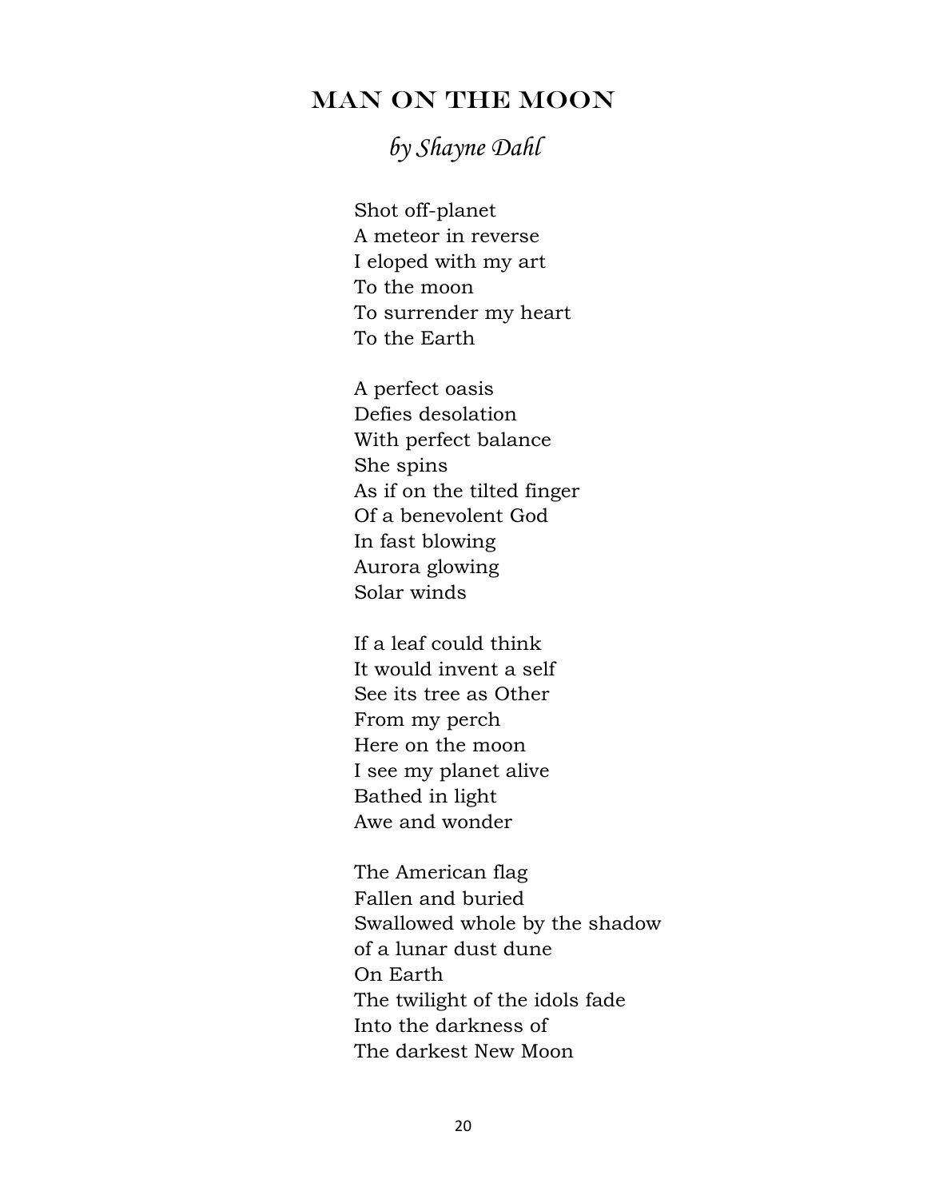## MAN ON THE MOON

*by Shayne Dahl*

Shot off-planet  
A meteor in reverse  
I eloped with my art  
To the moon  
To surrender my heart  
To the Earth

A perfect oasis  
Defies desolation  
With perfect balance  
She spins  
As if on the tilted finger  
Of a benevolent God  
In fast blowing  
Aurora glowing  
Solar winds

If a leaf could think  
It would invent a self  
See its tree as Other  
From my perch  
Here on the moon  
I see my planet alive  
Bathed in light  
Awe and wonder

The American flag  
Fallen and buried  
Swallowed whole by the shadow  
of a lunar dust dune  
On Earth  
The twilight of the idols fade  
Into the darkness of  
The darkest New Moon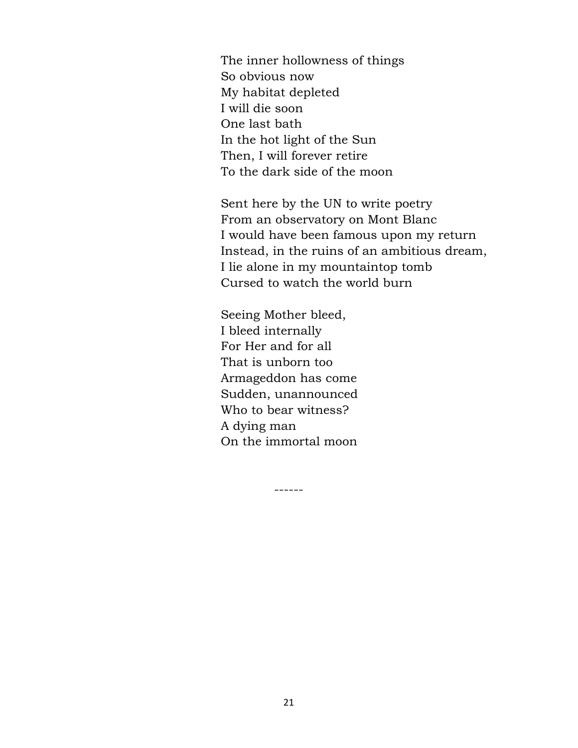The inner hollowness of things  
So obvious now  
My habitat depleted  
I will die soon  
One last bath  
In the hot light of the Sun  
Then, I will forever retire  
To the dark side of the moon

Sent here by the UN to write poetry  
From an observatory on Mont Blanc  
I would have been famous upon my return  
Instead, in the ruins of an ambitious dream,  
I lie alone in my mountaintop tomb  
Cursed to watch the world burn

Seeing Mother bleed,  
I bleed internally  
For Her and for all  
That is unborn too  
Armageddon has come  
Sudden, unannounced  
Who to bear witness?  
A dying man  
On the immortal moon

------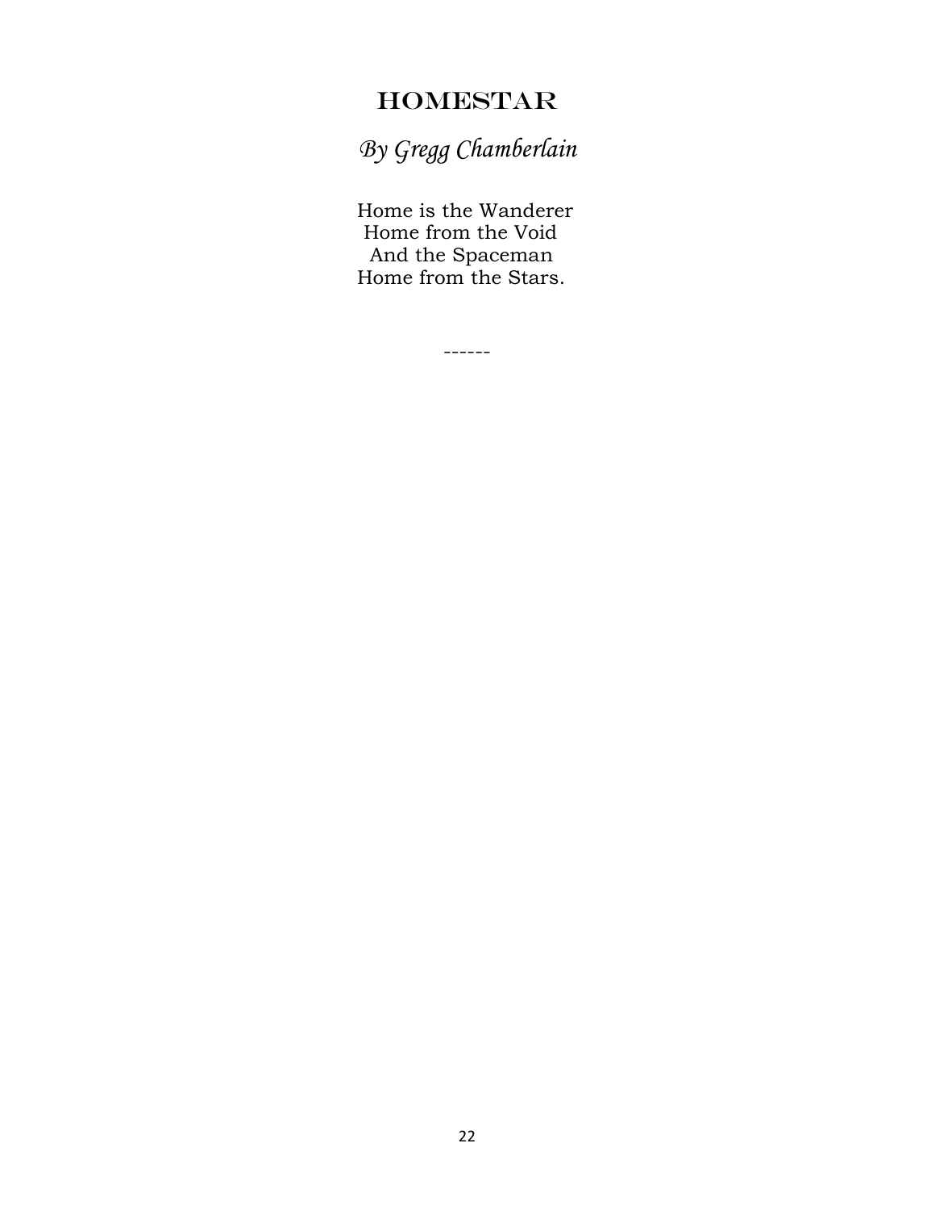# HOMESTAR

*By Gregg Chamberlain*

Home is the Wanderer  
Home from the Void  
And the Spaceman  
Home from the Stars.

------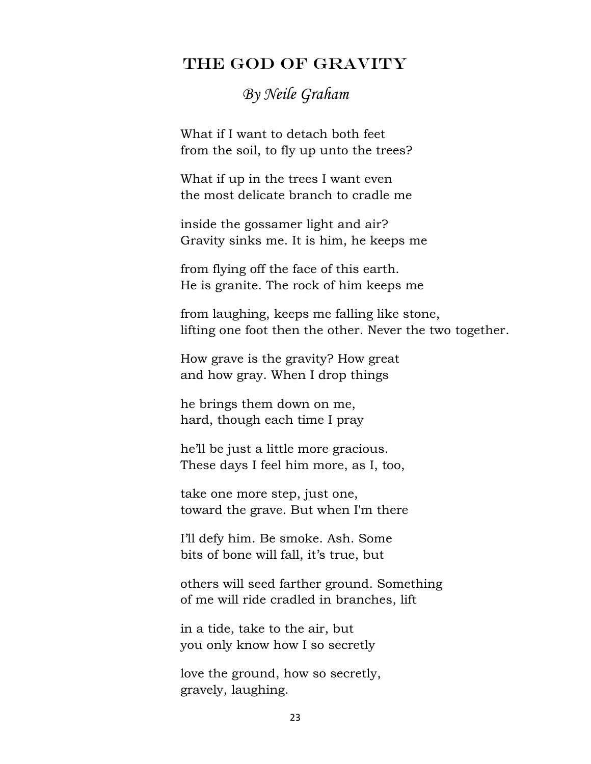# The God of Gravity

*By Neile Graham*

What if I want to detach both feet  
from the soil, to fly up unto the trees?

What if up in the trees I want even  
the most delicate branch to cradle me

inside the gossamer light and air?  
Gravity sinks me. It is him, he keeps me

from flying off the face of this earth.  
He is granite. The rock of him keeps me

from laughing, keeps me falling like stone,  
lifting one foot then the other. Never the two together.

How grave is the gravity? How great  
and how gray. When I drop things

he brings them down on me,  
hard, though each time I pray

he'll be just a little more gracious.  
These days I feel him more, as I, too,

take one more step, just one,  
toward the grave. But when I'm there

I'll defy him. Be smoke. Ash. Some  
bits of bone will fall, it's true, but

others will seed farther ground. Something  
of me will ride cradled in branches, lift

in a tide, take to the air, but  
you only know how I so secretly

love the ground, how so secretly,  
gravely, laughing.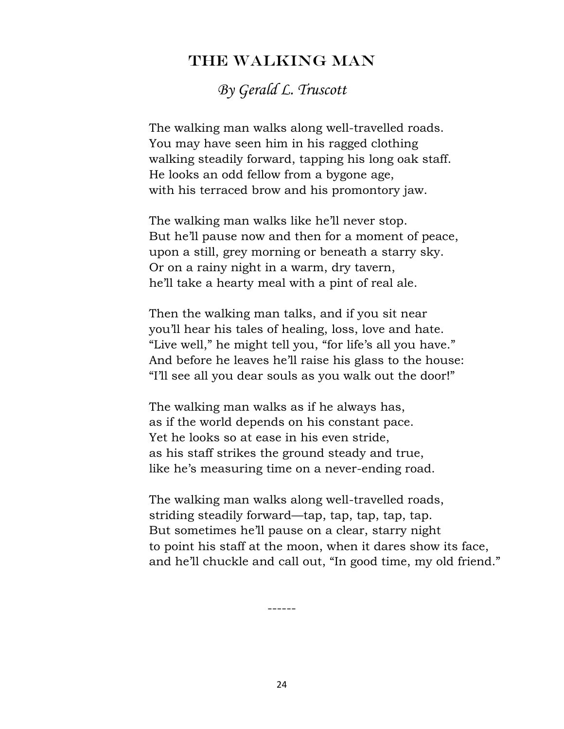# The Walking Man

*By Gerald L. Truscott*

The walking man walks along well-travelled roads.
You may have seen him in his ragged clothing
walking steadily forward, tapping his long oak staff.
He looks an odd fellow from a bygone age,
with his terraced brow and his promontory jaw.

The walking man walks like he'll never stop.
But he'll pause now and then for a moment of peace,
upon a still, grey morning or beneath a starry sky.
Or on a rainy night in a warm, dry tavern,
he'll take a hearty meal with a pint of real ale.

Then the walking man talks, and if you sit near
you'll hear his tales of healing, loss, love and hate.
"Live well," he might tell you, "for life's all you have."
And before he leaves he'll raise his glass to the house:
"I'll see all you dear souls as you walk out the door!"

The walking man walks as if he always has,
as if the world depends on his constant pace.
Yet he looks so at ease in his even stride,
as his staff strikes the ground steady and true,
like he's measuring time on a never-ending road.

The walking man walks along well-travelled roads,
striding steadily forward—tap, tap, tap, tap, tap.
But sometimes he'll pause on a clear, starry night
to point his staff at the moon, when it dares show its face,
and he'll chuckle and call out, "In good time, my old friend."

------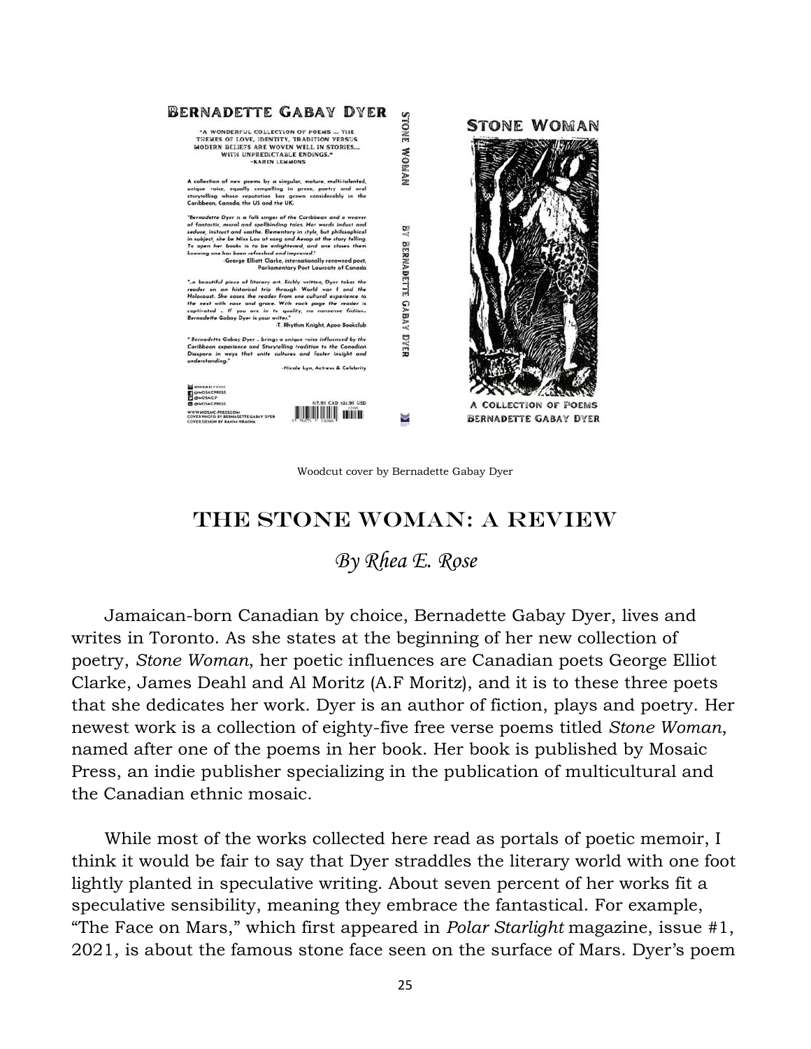Woodcut cover by Bernadette Gabay Dyer

# THE STONE WOMAN: A REVIEW

*By Rhea E. Rose*

Jamaican-born Canadian by choice, Bernadette Gabay Dyer, lives and writes in Toronto. As she states at the beginning of her new collection of poetry, *Stone Woman*, her poetic influences are Canadian poets George Elliot Clarke, James Deahl and Al Moritz (A.F Moritz), and it is to these three poets that she dedicates her work. Dyer is an author of fiction, plays and poetry. Her newest work is a collection of eighty-five free verse poems titled *Stone Woman*, named after one of the poems in her book. Her book is published by Mosaic Press, an indie publisher specializing in the publication of multicultural and the Canadian ethnic mosaic.

While most of the works collected here read as portals of poetic memoir, I think it would be fair to say that Dyer straddles the literary world with one foot lightly planted in speculative writing. About seven percent of her works fit a speculative sensibility, meaning they embrace the fantastical. For example, "The Face on Mars," which first appeared in *Polar Starlight* magazine, issue #1, 2021, is about the famous stone face seen on the surface of Mars. Dyer's poem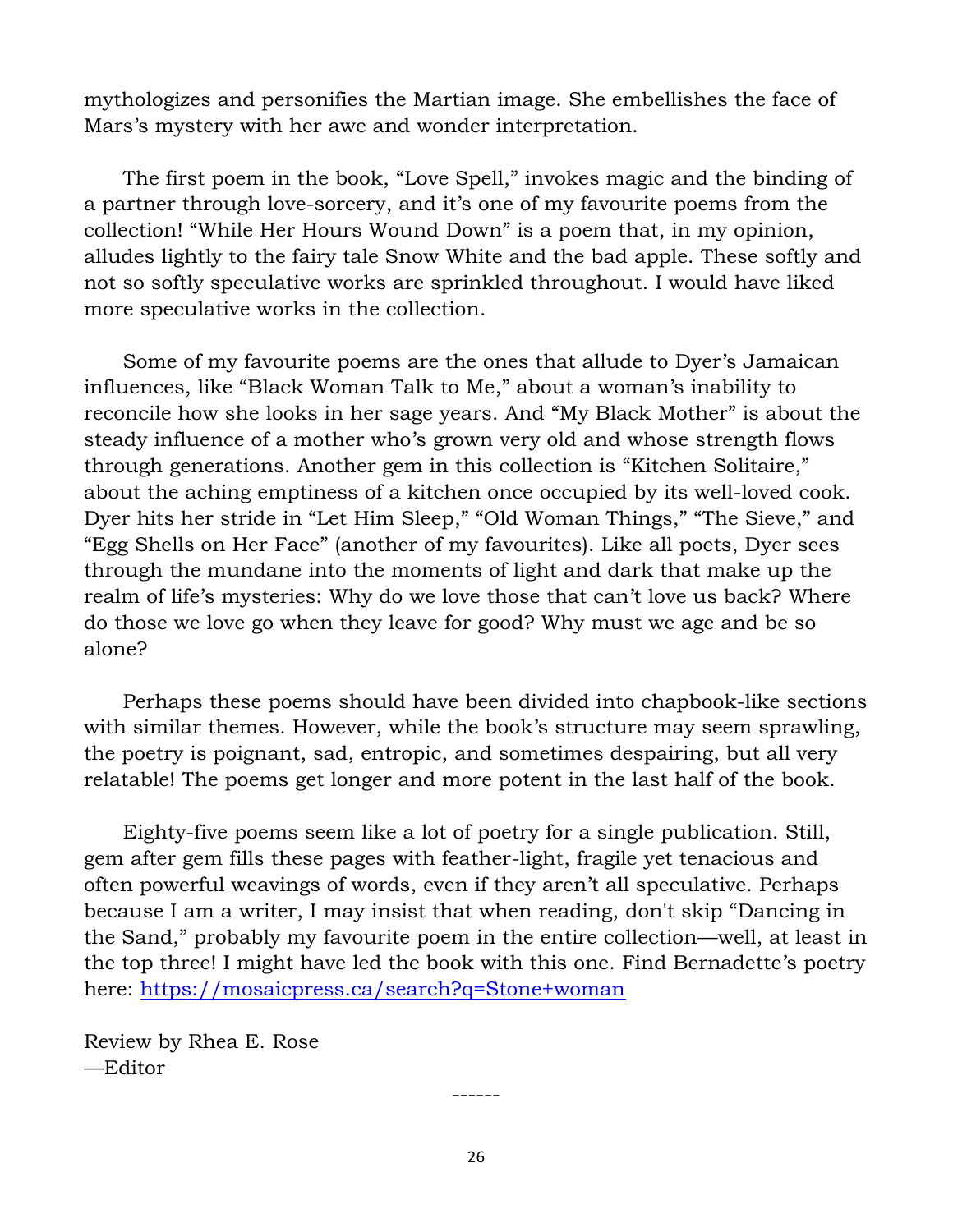mythologizes and personifies the Martian image. She embellishes the face of Mars's mystery with her awe and wonder interpretation.

The first poem in the book, "Love Spell," invokes magic and the binding of a partner through love-sorcery, and it's one of my favourite poems from the collection! "While Her Hours Wound Down" is a poem that, in my opinion, alludes lightly to the fairy tale Snow White and the bad apple. These softly and not so softly speculative works are sprinkled throughout. I would have liked more speculative works in the collection.

Some of my favourite poems are the ones that allude to Dyer's Jamaican influences, like "Black Woman Talk to Me," about a woman's inability to reconcile how she looks in her sage years. And "My Black Mother" is about the steady influence of a mother who's grown very old and whose strength flows through generations. Another gem in this collection is "Kitchen Solitaire," about the aching emptiness of a kitchen once occupied by its well-loved cook. Dyer hits her stride in "Let Him Sleep," "Old Woman Things," "The Sieve," and "Egg Shells on Her Face" (another of my favourites). Like all poets, Dyer sees through the mundane into the moments of light and dark that make up the realm of life's mysteries: Why do we love those that can't love us back? Where do those we love go when they leave for good? Why must we age and be so alone?

Perhaps these poems should have been divided into chapbook-like sections with similar themes. However, while the book's structure may seem sprawling, the poetry is poignant, sad, entropic, and sometimes despairing, but all very relatable! The poems get longer and more potent in the last half of the book.

Eighty-five poems seem like a lot of poetry for a single publication. Still, gem after gem fills these pages with feather-light, fragile yet tenacious and often powerful weavings of words, even if they aren't all speculative. Perhaps because I am a writer, I may insist that when reading, don't skip "Dancing in the Sand," probably my favourite poem in the entire collection—well, at least in the top three! I might have led the book with this one. Find Bernadette's poetry here: [https://mosaicpress.ca/search?q=Stone+woman](https://mosaicpress.ca/search?q=Stone+woman)

Review by Rhea E. Rose
—Editor

------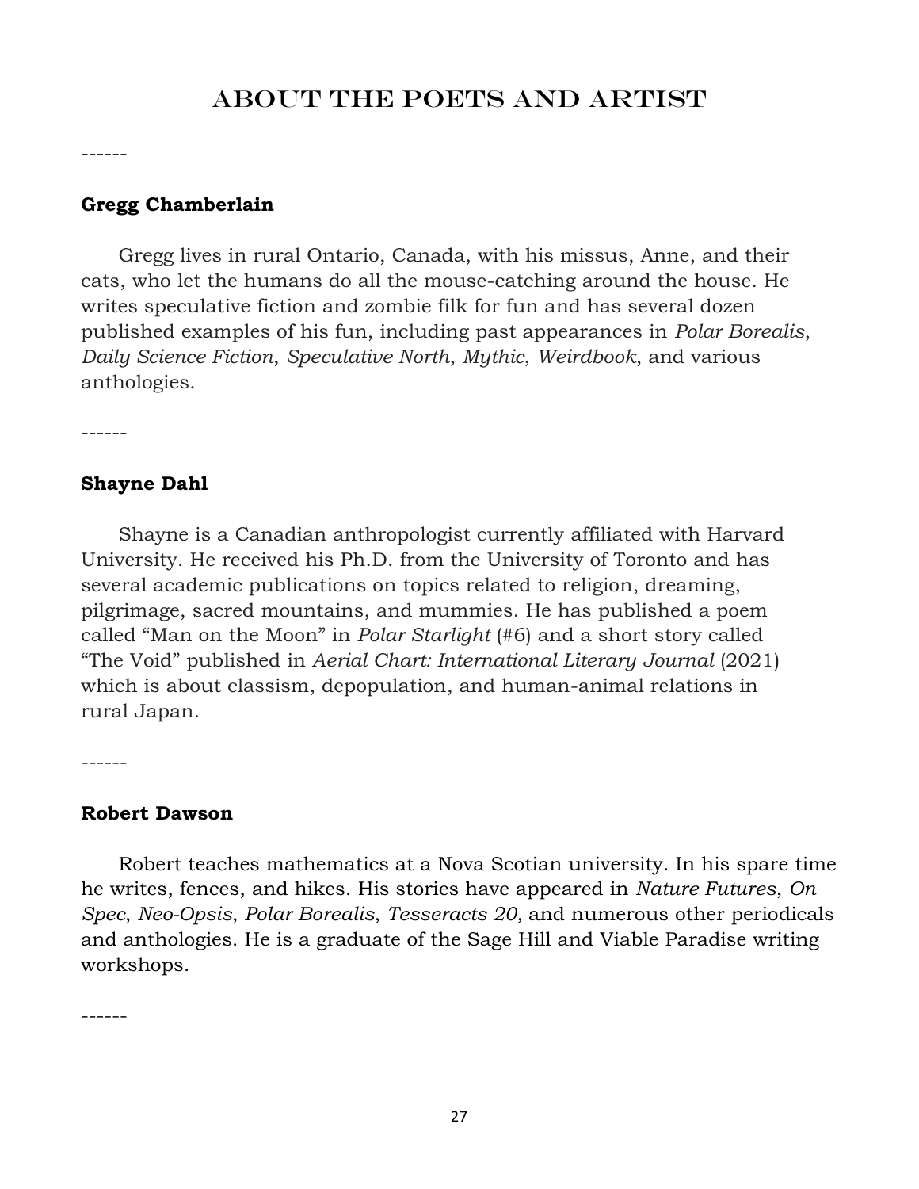# About the Poets and Artist

------

**Gregg Chamberlain**

Gregg lives in rural Ontario, Canada, with his missus, Anne, and their cats, who let the humans do all the mouse-catching around the house. He writes speculative fiction and zombie filk for fun and has several dozen published examples of his fun, including past appearances in *Polar Borealis*, *Daily Science Fiction*, *Speculative North*, *Mythic*, *Weirdbook*, and various anthologies.

------

**Shayne Dahl**

Shayne is a Canadian anthropologist currently affiliated with Harvard University. He received his Ph.D. from the University of Toronto and has several academic publications on topics related to religion, dreaming, pilgrimage, sacred mountains, and mummies. He has published a poem called "Man on the Moon" in *Polar Starlight* (#6) and a short story called "The Void" published in *Aerial Chart: International Literary Journal* (2021) which is about classism, depopulation, and human-animal relations in rural Japan.

------

**Robert Dawson**

Robert teaches mathematics at a Nova Scotian university. In his spare time he writes, fences, and hikes. His stories have appeared in *Nature Futures*, *On Spec*, *Neo-Opsis*, *Polar Borealis*, *Tesseracts 20,* and numerous other periodicals and anthologies. He is a graduate of the Sage Hill and Viable Paradise writing workshops.

------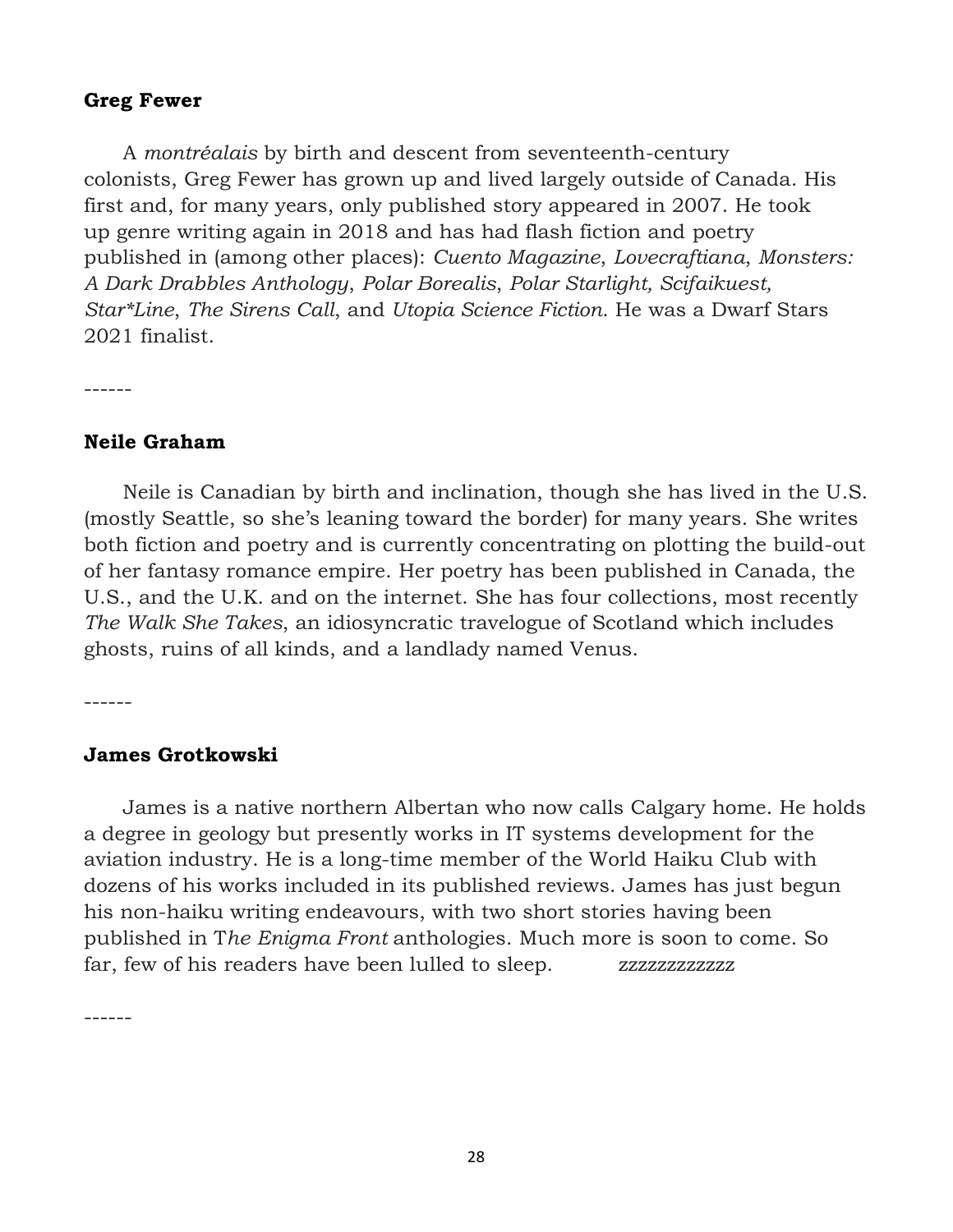**Greg Fewer**

A *montréalais* by birth and descent from seventeenth-century colonists, Greg Fewer has grown up and lived largely outside of Canada. His first and, for many years, only published story appeared in 2007. He took up genre writing again in 2018 and has had flash fiction and poetry published in (among other places): *Cuento Magazine*, *Lovecraftiana*, *Monsters: A Dark Drabbles Anthology*, *Polar Borealis*, *Polar Starlight, Scifaikuest, Star*Line*, *The Sirens Call*, and *Utopia Science Fiction*. He was a Dwarf Stars 2021 finalist.

------

**Neile Graham**

Neile is Canadian by birth and inclination, though she has lived in the U.S. (mostly Seattle, so she's leaning toward the border) for many years. She writes both fiction and poetry and is currently concentrating on plotting the build-out of her fantasy romance empire. Her poetry has been published in Canada, the U.S., and the U.K. and on the internet. She has four collections, most recently *The Walk She Takes*, an idiosyncratic travelogue of Scotland which includes ghosts, ruins of all kinds, and a landlady named Venus.

------

**James Grotkowski**

James is a native northern Albertan who now calls Calgary home. He holds a degree in geology but presently works in IT systems development for the aviation industry. He is a long-time member of the World Haiku Club with dozens of his works included in its published reviews. James has just begun his non-haiku writing endeavours, with two short stories having been published in T*he Enigma Front* anthologies. Much more is soon to come. So far, few of his readers have been lulled to sleep. zzzzzzzzzzzz

------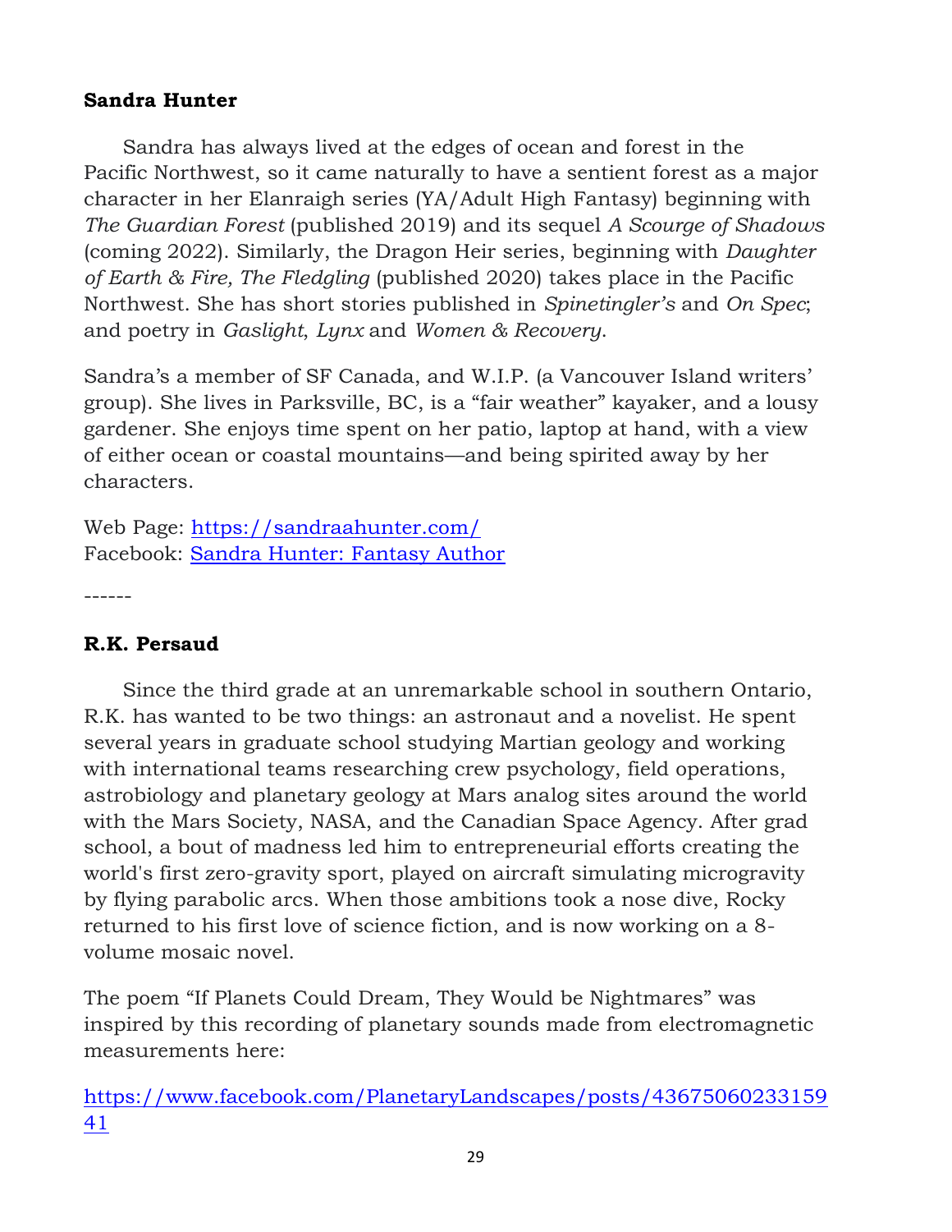**Sandra Hunter**

Sandra has always lived at the edges of ocean and forest in the Pacific Northwest, so it came naturally to have a sentient forest as a major character in her Elanraigh series (YA/Adult High Fantasy) beginning with *The Guardian Forest* (published 2019) and its sequel *A Scourge of Shadows* (coming 2022). Similarly, the Dragon Heir series, beginning with *Daughter of Earth & Fire, The Fledgling* (published 2020) takes place in the Pacific Northwest. She has short stories published in *Spinetingler's* and *On Spec*; and poetry in *Gaslight*, *Lynx* and *Women & Recovery*.

Sandra's a member of SF Canada, and W.I.P. (a Vancouver Island writers' group). She lives in Parksville, BC, is a "fair weather" kayaker, and a lousy gardener. She enjoys time spent on her patio, laptop at hand, with a view of either ocean or coastal mountains—and being spirited away by her characters.

Web Page: [https://sandraahunter.com/](https://sandraahunter.com/)
Facebook: Sandra Hunter: Fantasy Author

------

**R.K. Persaud**

Since the third grade at an unremarkable school in southern Ontario, R.K. has wanted to be two things: an astronaut and a novelist. He spent several years in graduate school studying Martian geology and working with international teams researching crew psychology, field operations, astrobiology and planetary geology at Mars analog sites around the world with the Mars Society, NASA, and the Canadian Space Agency. After grad school, a bout of madness led him to entrepreneurial efforts creating the world's first zero-gravity sport, played on aircraft simulating microgravity by flying parabolic arcs. When those ambitions took a nose dive, Rocky returned to his first love of science fiction, and is now working on a 8-volume mosaic novel.

The poem "If Planets Could Dream, They Would be Nightmares" was inspired by this recording of planetary sounds made from electromagnetic measurements here:

[https://www.facebook.com/PlanetaryLandscapes/posts/4367506023315941](https://www.facebook.com/PlanetaryLandscapes/posts/4367506023315941)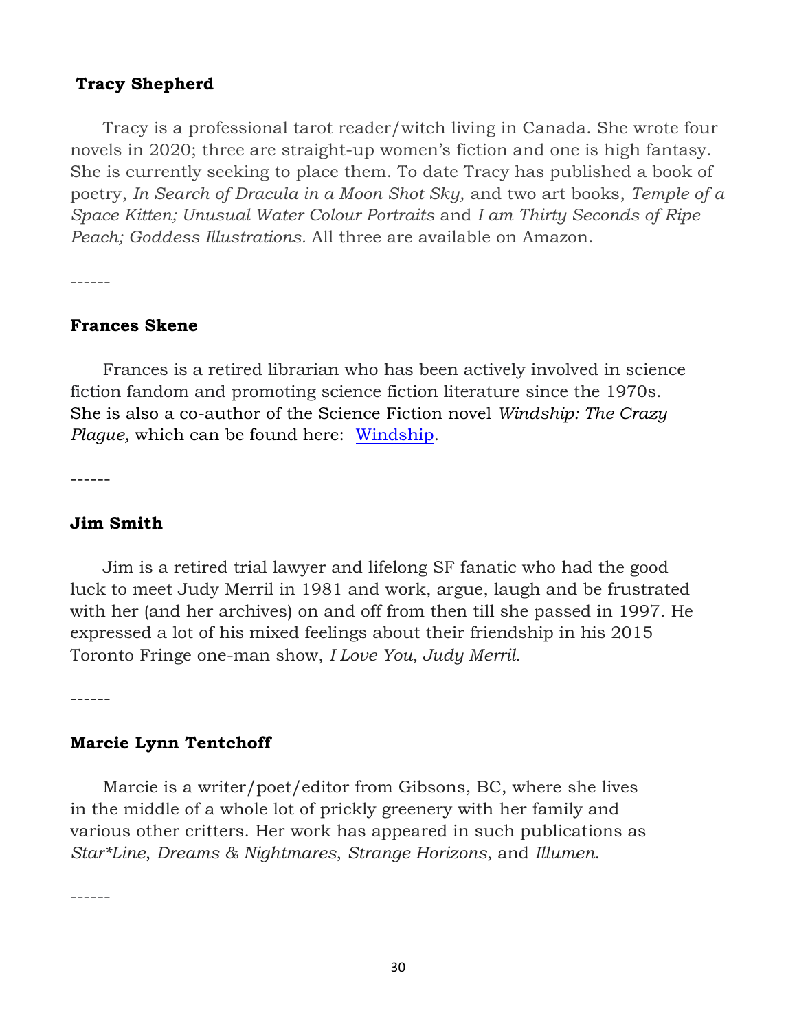**Tracy Shepherd**

Tracy is a professional tarot reader/witch living in Canada. She wrote four novels in 2020; three are straight-up women's fiction and one is high fantasy. She is currently seeking to place them. To date Tracy has published a book of poetry, *In Search of Dracula in a Moon Shot Sky,* and two art books, *Temple of a Space Kitten; Unusual Water Colour Portraits* and *I am Thirty Seconds of Ripe Peach; Goddess Illustrations.* All three are available on Amazon.

------

**Frances Skene**

Frances is a retired librarian who has been actively involved in science fiction fandom and promoting science fiction literature since the 1970s. She is also a co-author of the Science Fiction novel *Windship: The Crazy Plague,* which can be found here: Windship.

------

**Jim Smith**

Jim is a retired trial lawyer and lifelong SF fanatic who had the good luck to meet Judy Merril in 1981 and work, argue, laugh and be frustrated with her (and her archives) on and off from then till she passed in 1997. He expressed a lot of his mixed feelings about their friendship in his 2015 Toronto Fringe one-man show, *I Love You, Judy Merril.*

------

**Marcie Lynn Tentchoff**

Marcie is a writer/poet/editor from Gibsons, BC, where she lives in the middle of a whole lot of prickly greenery with her family and various other critters. Her work has appeared in such publications as *Star*Line*, *Dreams & Nightmares*, *Strange Horizons*, and *Illumen*.

------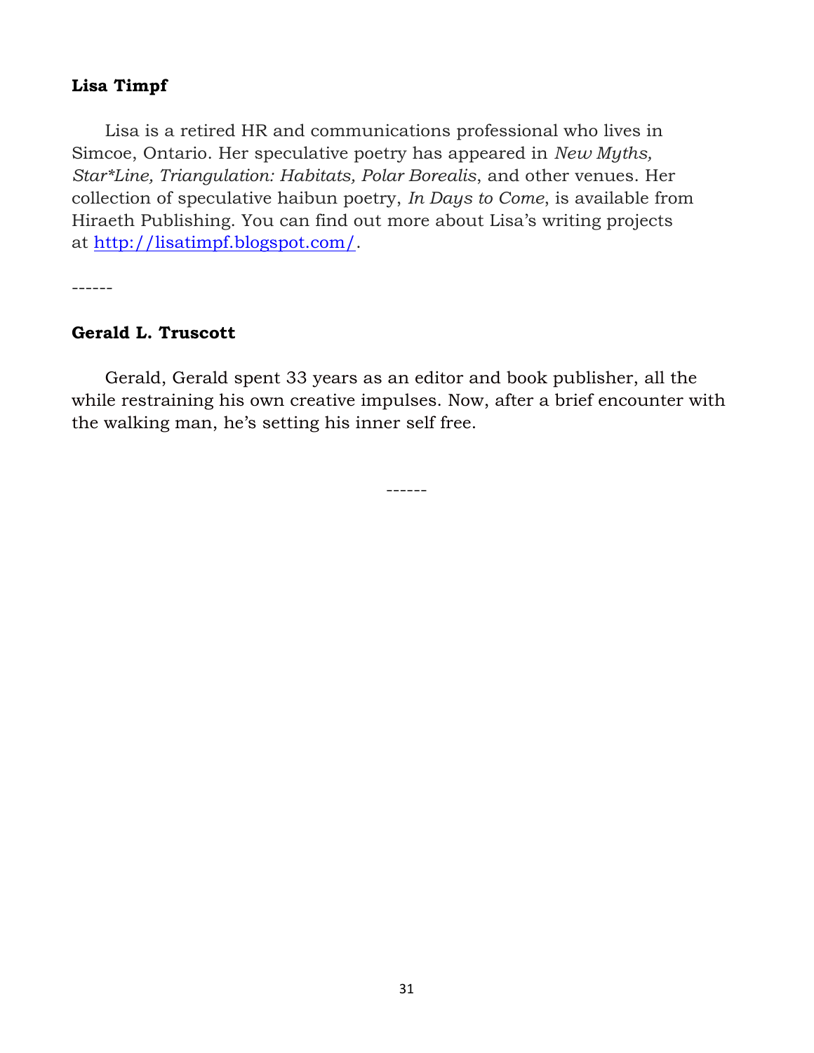**Lisa Timpf**

Lisa is a retired HR and communications professional who lives in Simcoe, Ontario. Her speculative poetry has appeared in *New Myths, Star*Line, Triangulation: Habitats, Polar Borealis*, and other venues. Her collection of speculative haibun poetry, *In Days to Come*, is available from Hiraeth Publishing. You can find out more about Lisa's writing projects at [http://lisatimpf.blogspot.com/](http://lisatimpf.blogspot.com/).

------

**Gerald L. Truscott**

Gerald, Gerald spent 33 years as an editor and book publisher, all the while restraining his own creative impulses. Now, after a brief encounter with the walking man, he's setting his inner self free.

------